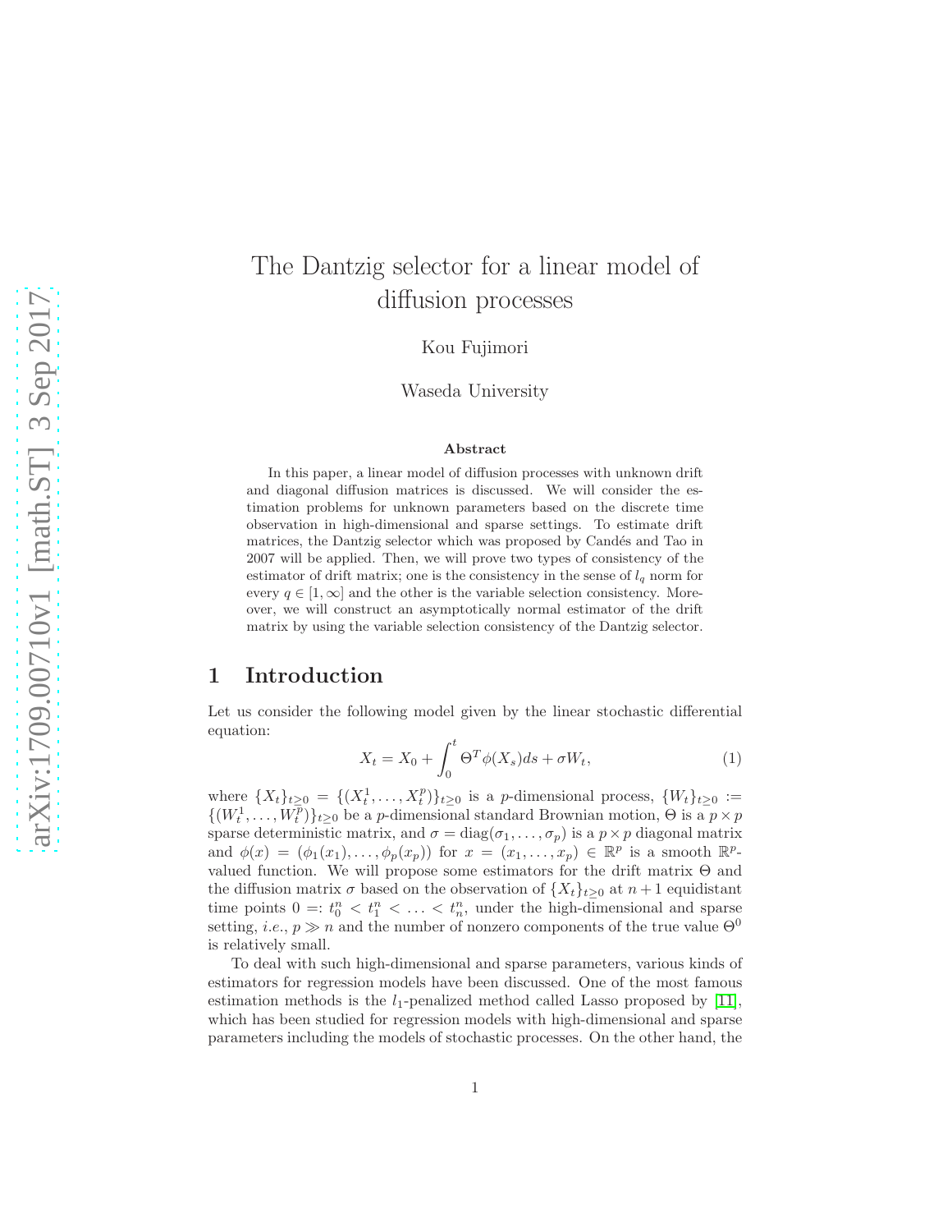# The Dantzig selector for a linear model of diffusion processes

Kou Fujimori

Waseda University

### Abstract

In this paper, a linear model of diffusion processes with unknown drift and diagonal diffusion matrices is discussed. We will consider the estimation problems for unknown parameters based on the discrete time observation in high-dimensional and sparse settings. To estimate drift matrices, the Dantzig selector which was proposed by Candés and Tao in 2007 will be applied. Then, we will prove two types of consistency of the estimator of drift matrix; one is the consistency in the sense of $l_q$ norm for every $q \in [1, \infty]$ and the other is the variable selection consistency. Moreover, we will construct an asymptotically normal estimator of the drift matrix by using the variable selection consistency of the Dantzig selector.

## 1 Introduction

Let us consider the following model given by the linear stochastic differential equation:

$$X_t = X_0 + \int_0^t \Theta^T \phi(X_s) ds + \sigma W_t, \tag{1}$$

where $\{X_t\}_{t \geq 0} = \{(X_t^1, \ldots, X_t^p)\}_{t \geq 0}$ is a $p$-dimensional process, $\{W_t\}_{t \geq 0} := \{(W_t^1, \ldots, W_t^p)\}_{t \geq 0}$ be a $p$-dimensional standard Brownian motion, $\Theta$ is a $p \times p$ sparse deterministic matrix, and $\sigma = \mathrm{diag}(\sigma_1, \ldots, \sigma_p)$ is a $p \times p$ diagonal matrix and $\phi(x) = (\phi_1(x_1), \ldots, \phi_p(x_p))$ for $x = (x_1, \ldots, x_p) \in \mathbb{R}^p$ is a smooth $\mathbb{R}^p$-valued function. We will propose some estimators for the drift matrix $\Theta$ and the diffusion matrix $\sigma$ based on the observation of $\{X_t\}_{t \geq 0}$ at $n+1$ equidistant time points $0 =: t_0^n < t_1^n < \ldots < t_n^n$, under the high-dimensional and sparse setting, *i.e.*, $p \gg n$ and the number of nonzero components of the true value $\Theta^0$ is relatively small.

To deal with such high-dimensional and sparse parameters, various kinds of estimators for regression models have been discussed. One of the most famous estimation methods is the $l_1$-penalized method called Lasso proposed by [11], which has been studied for regression models with high-dimensional and sparse parameters including the models of stochastic processes. On the other hand, the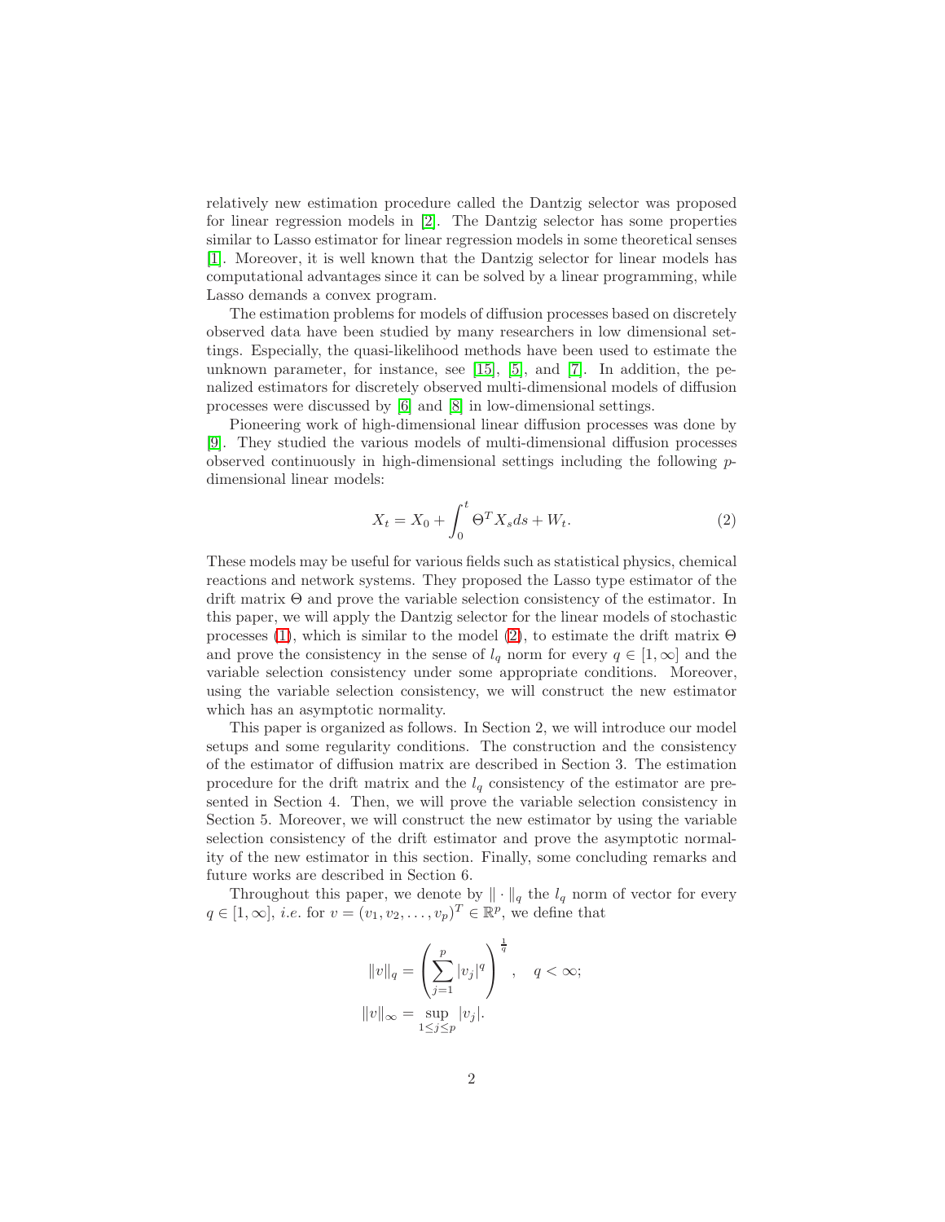relatively new estimation procedure called the Dantzig selector was proposed for linear regression models in [2]. The Dantzig selector has some properties similar to Lasso estimator for linear regression models in some theoretical senses [1]. Moreover, it is well known that the Dantzig selector for linear models has computational advantages since it can be solved by a linear programming, while Lasso demands a convex program.

The estimation problems for models of diffusion processes based on discretely observed data have been studied by many researchers in low dimensional settings. Especially, the quasi-likelihood methods have been used to estimate the unknown parameter, for instance, see [15], [5], and [7]. In addition, the penalized estimators for discretely observed multi-dimensional models of diffusion processes were discussed by [6] and [8] in low-dimensional settings.

Pioneering work of high-dimensional linear diffusion processes was done by [9]. They studied the various models of multi-dimensional diffusion processes observed continuously in high-dimensional settings including the following $p$-dimensional linear models:

$$X_t = X_0 + \int_0^t \Theta^T X_s ds + W_t. \tag{2}$$

These models may be useful for various fields such as statistical physics, chemical reactions and network systems. They proposed the Lasso type estimator of the drift matrix $\Theta$ and prove the variable selection consistency of the estimator. In this paper, we will apply the Dantzig selector for the linear models of stochastic processes (1), which is similar to the model (2), to estimate the drift matrix $\Theta$ and prove the consistency in the sense of $l_q$ norm for every $q \in [1, \infty]$ and the variable selection consistency under some appropriate conditions. Moreover, using the variable selection consistency, we will construct the new estimator which has an asymptotic normality.

This paper is organized as follows. In Section 2, we will introduce our model setups and some regularity conditions. The construction and the consistency of the estimator of diffusion matrix are described in Section 3. The estimation procedure for the drift matrix and the $l_q$ consistency of the estimator are presented in Section 4. Then, we will prove the variable selection consistency in Section 5. Moreover, we will construct the new estimator by using the variable selection consistency of the drift estimator and prove the asymptotic normality of the new estimator in this section. Finally, some concluding remarks and future works are described in Section 6.

Throughout this paper, we denote by $\| \cdot \|_q$ the $l_q$ norm of vector for every $q \in [1, \infty]$, *i.e.* for $v = (v_1, v_2, \ldots, v_p)^T \in \mathbb{R}^p$, we define that

$$\|v\|_q = \left( \sum_{j=1}^p |v_j|^q \right)^{\frac{1}{q}}, \quad q < \infty;$$

$$\|v\|_\infty = \sup_{1 \le j \le p} |v_j|.$$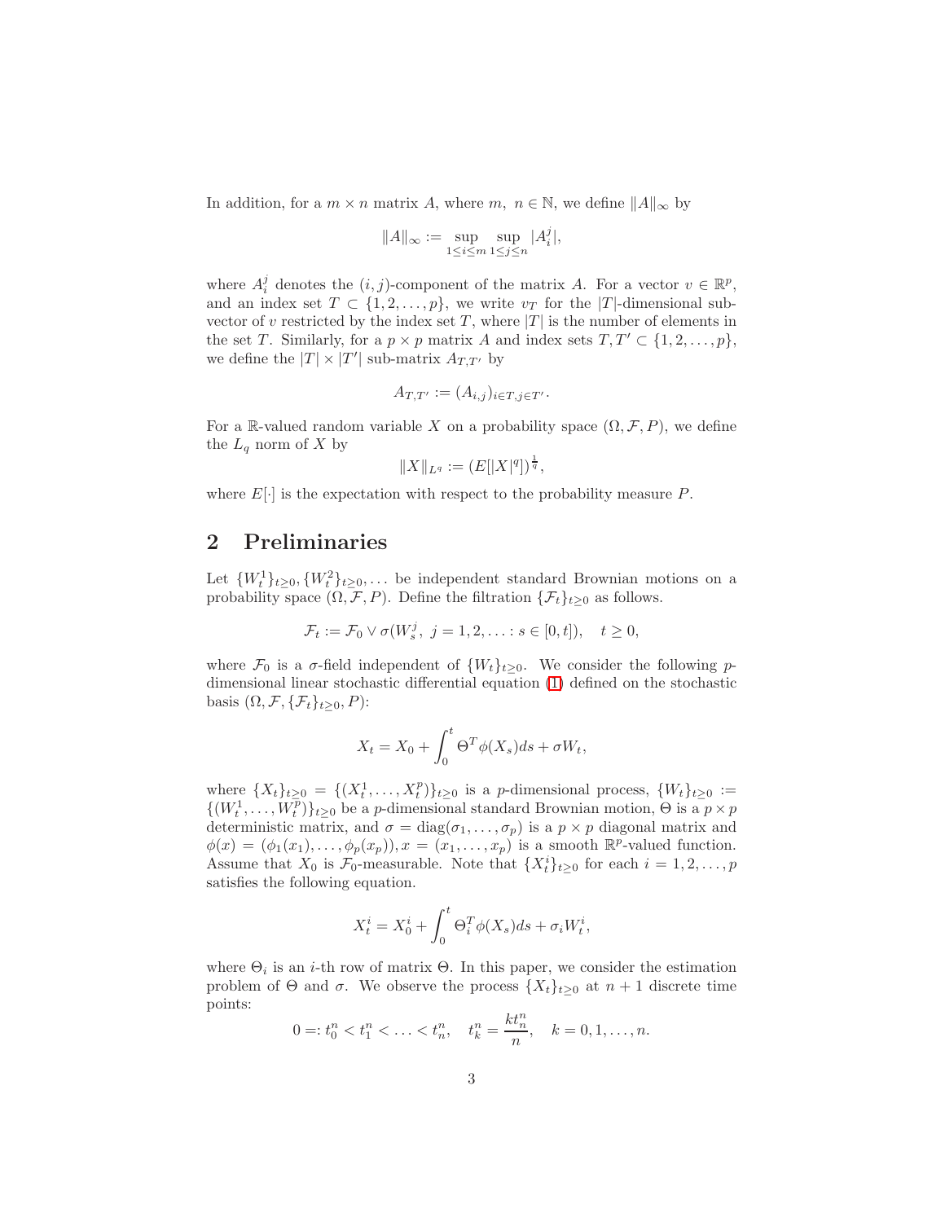In addition, for a $m \times n$ matrix $A$, where $m,\ n \in \mathbb{N}$, we define $\|A\|_\infty$ by

$$\|A\|_\infty := \sup_{1 \le i \le m} \sup_{1 \le j \le n} |A_i^j|,$$

where $A_i^j$ denotes the $(i,j)$-component of the matrix $A$. For a vector $v \in \mathbb{R}^p$, and an index set $T \subset \{1, 2, \ldots, p\}$, we write $v_T$ for the $|T|$-dimensional sub-vector of $v$ restricted by the index set $T$, where $|T|$ is the number of elements in the set $T$. Similarly, for a $p \times p$ matrix $A$ and index sets $T, T' \subset \{1, 2, \ldots, p\}$, we define the $|T| \times |T'|$ sub-matrix $A_{T,T'}$ by

$$A_{T,T'} := (A_{i,j})_{i \in T, j \in T'}.$$

For a $\mathbb{R}$-valued random variable $X$ on a probability space $(\Omega, \mathcal{F}, P)$, we define the $L_q$ norm of $X$ by

$$\|X\|_{L^q} := (E[|X|^q])^{\frac{1}{q}},$$

where $E[\cdot]$ is the expectation with respect to the probability measure $P$.

## 2 Preliminaries

Let $\{W_t^1\}_{t \ge 0}, \{W_t^2\}_{t \ge 0}, \ldots$ be independent standard Brownian motions on a probability space $(\Omega, \mathcal{F}, P)$. Define the filtration $\{\mathcal{F}_t\}_{t \ge 0}$ as follows.

$$\mathcal{F}_t := \mathcal{F}_0 \vee \sigma(W_s^j,\ j = 1, 2, \ldots : s \in [0, t]), \quad t \ge 0,$$

where $\mathcal{F}_0$ is a $\sigma$-field independent of $\{W_t\}_{t \ge 0}$. We consider the following $p$-dimensional linear stochastic differential equation (1) defined on the stochastic basis $(\Omega, \mathcal{F}, \{\mathcal{F}_t\}_{t \ge 0}, P)$:

$$X_t = X_0 + \int_0^t \Theta^T \phi(X_s) ds + \sigma W_t,$$

where $\{X_t\}_{t \ge 0} = \{(X_t^1, \ldots, X_t^p)\}_{t \ge 0}$ is a $p$-dimensional process, $\{W_t\}_{t \ge 0} := \{(W_t^1, \ldots, W_t^p)\}_{t \ge 0}$ be a $p$-dimensional standard Brownian motion, $\Theta$ is a $p \times p$ deterministic matrix, and $\sigma = \mathrm{diag}(\sigma_1, \ldots, \sigma_p)$ is a $p \times p$ diagonal matrix and $\phi(x) = (\phi_1(x_1), \ldots, \phi_p(x_p)), x = (x_1, \ldots, x_p)$ is a smooth $\mathbb{R}^p$-valued function. Assume that $X_0$ is $\mathcal{F}_0$-measurable. Note that $\{X_t^i\}_{t \ge 0}$ for each $i = 1, 2, \ldots, p$ satisfies the following equation.

$$X_t^i = X_0^i + \int_0^t \Theta_i^T \phi(X_s) ds + \sigma_i W_t^i,$$

where $\Theta_i$ is an $i$-th row of matrix $\Theta$. In this paper, we consider the estimation problem of $\Theta$ and $\sigma$. We observe the process $\{X_t\}_{t \ge 0}$ at $n + 1$ discrete time points:

$$0 =: t_0^n < t_1^n < \ldots < t_n^n, \quad t_k^n = \frac{k t_n^n}{n}, \quad k = 0, 1, \ldots, n.$$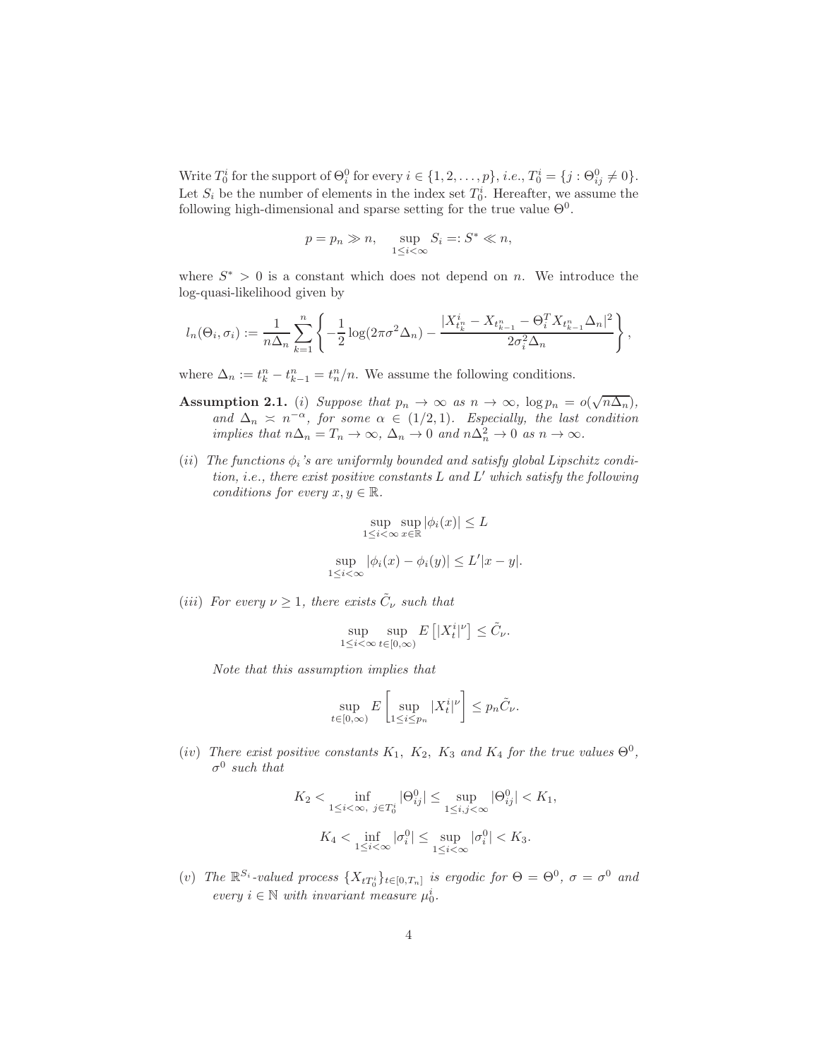Write $T_0^i$ for the support of $\Theta_i^0$ for every $i \in \{1, 2, \ldots, p\}$, *i.e.*, $T_0^i = \{j : \Theta_{ij}^0 \neq 0\}$. Let $S_i$ be the number of elements in the index set $T_0^i$. Hereafter, we assume the following high-dimensional and sparse setting for the true value $\Theta^0$.

$$p = p_n \gg n, \quad \sup_{1 \leq i < \infty} S_i =: S^* \ll n,$$

where $S^* > 0$ is a constant which does not depend on $n$. We introduce the log-quasi-likelihood given by

$$l_n(\Theta_i, \sigma_i) := \frac{1}{n\Delta_n} \sum_{k=1}^{n} \left\{ -\frac{1}{2} \log(2\pi\sigma^2\Delta_n) - \frac{|X_{t_k^n}^i - X_{t_{k-1}^n} - \Theta_i^T X_{t_{k-1}^n} \Delta_n|^2}{2\sigma_i^2 \Delta_n} \right\},$$

where $\Delta_n := t_k^n - t_{k-1}^n = t_n^n/n$. We assume the following conditions.

**Assumption 2.1.** *(i) Suppose that $p_n \to \infty$ as $n \to \infty$, $\log p_n = o(\sqrt{n\Delta_n})$, and $\Delta_n \asymp n^{-\alpha}$, for some $\alpha \in (1/2, 1)$. Especially, the last condition implies that $n\Delta_n = T_n \to \infty$, $\Delta_n \to 0$ and $n\Delta_n^2 \to 0$ as $n \to \infty$.*

*(ii) The functions $\phi_i$'s are uniformly bounded and satisfy global Lipschitz condition, i.e., there exist positive constants $L$ and $L'$ which satisfy the following conditions for every $x, y \in \mathbb{R}$.*

$$\sup_{1 \leq i < \infty} \sup_{x \in \mathbb{R}} |\phi_i(x)| \leq L$$

$$\sup_{1 \leq i < \infty} |\phi_i(x) - \phi_i(y)| \leq L'|x - y|.$$

*(iii) For every $\nu \geq 1$, there exists $\tilde{C}_\nu$ such that*

$$\sup_{1 \leq i < \infty} \sup_{t \in [0, \infty)} E\left[|X_t^i|^\nu\right] \leq \tilde{C}_\nu.$$

*Note that this assumption implies that*

$$\sup_{t \in [0, \infty)} E\left[\sup_{1 \leq i \leq p_n} |X_t^i|^\nu\right] \leq p_n \tilde{C}_\nu.$$

*(iv) There exist positive constants $K_1$, $K_2$, $K_3$ and $K_4$ for the true values $\Theta^0$, $\sigma^0$ such that*

$$K_2 < \inf_{1 \leq i < \infty,\ j \in T_0^i} |\Theta_{ij}^0| \leq \sup_{1 \leq i, j < \infty} |\Theta_{ij}^0| < K_1,$$

$$K_4 < \inf_{1 \leq i < \infty} |\sigma_i^0| \leq \sup_{1 \leq i < \infty} |\sigma_i^0| < K_3.$$

*(v) The $\mathbb{R}^{S_i}$-valued process $\{X_{tT_0^i}\}_{t \in [0, T_n]}$ is ergodic for $\Theta = \Theta^0$, $\sigma = \sigma^0$ and every $i \in \mathbb{N}$ with invariant measure $\mu_0^i$.*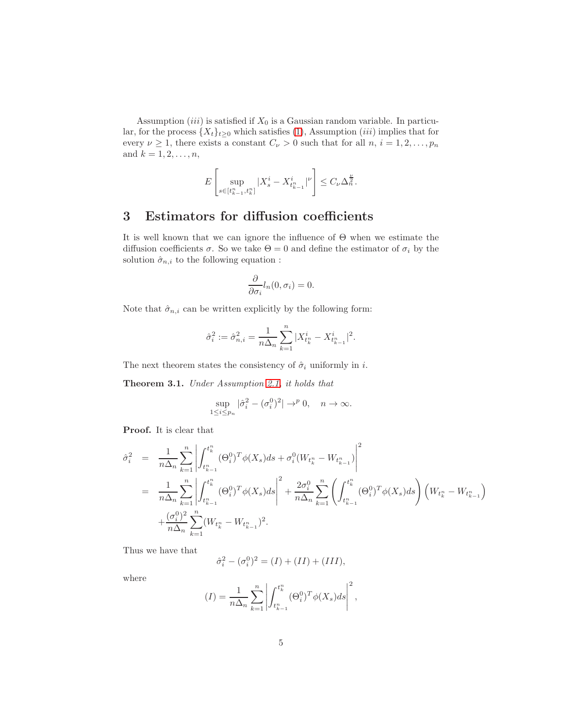Assumption $(iii)$ is satisfied if $X_0$ is a Gaussian random variable. In particular, for the process $\{X_t\}_{t\geq 0}$ which satisfies (1), Assumption $(iii)$ implies that for every $\nu \geq 1$, there exists a constant $C_\nu > 0$ such that for all $n$, $i = 1, 2, \ldots, p_n$ and $k = 1, 2, \ldots, n$,

$$E\left[\sup_{s\in[t_{k-1}^n, t_k^n]} |X_s^i - X_{t_{k-1}^n}^i|^\nu\right] \leq C_\nu \Delta_n^{\frac{\nu}{2}}.$$

## 3 Estimators for diffusion coefficients

It is well known that we can ignore the influence of $\Theta$ when we estimate the diffusion coefficients $\sigma$. So we take $\Theta = 0$ and define the estimator of $\sigma_i$ by the solution $\hat{\sigma}_{n,i}$ to the following equation :

$$\frac{\partial}{\partial \sigma_i} l_n(0, \sigma_i) = 0.$$

Note that $\hat{\sigma}_{n,i}$ can be written explicitly by the following form:

$$\hat{\sigma}_i^2 := \hat{\sigma}_{n,i}^2 = \frac{1}{n\Delta_n}\sum_{k=1}^n |X_{t_k^n}^i - X_{t_{k-1}^n}^i|^2.$$

The next theorem states the consistency of $\hat{\sigma}_i$ uniformly in $i$.

**Theorem 3.1.** *Under Assumption 2.1, it holds that*

$$\sup_{1\leq i\leq p_n} |\hat{\sigma}_i^2 - (\sigma_i^0)^2| \to^p 0, \quad n \to \infty.$$

**Proof.** It is clear that

$$\begin{aligned}
\hat{\sigma}_i^2 &= \frac{1}{n\Delta_n}\sum_{k=1}^n \left|\int_{t_{k-1}^n}^{t_k^n} (\Theta_i^0)^T \phi(X_s) ds + \sigma_i^0 (W_{t_k^n} - W_{t_{k-1}^n})\right|^2 \\
&= \frac{1}{n\Delta_n}\sum_{k=1}^n \left|\int_{t_{k-1}^n}^{t_k^n} (\Theta_i^0)^T \phi(X_s) ds\right|^2 + \frac{2\sigma_i^0}{n\Delta_n}\sum_{k=1}^n \left(\int_{t_{k-1}^n}^{t_k^n} (\Theta_i^0)^T \phi(X_s) ds\right)\left(W_{t_k^n} - W_{t_{k-1}^n}\right) \\
&\quad + \frac{(\sigma_i^0)^2}{n\Delta_n}\sum_{k=1}^n (W_{t_k^n} - W_{t_{k-1}^n})^2.
\end{aligned}$$

Thus we have that

$$\hat{\sigma}_i^2 - (\sigma_i^0)^2 = (I) + (II) + (III),$$

where

$$(I) = \frac{1}{n\Delta_n}\sum_{k=1}^n \left|\int_{t_{k-1}^n}^{t_k^n} (\Theta_i^0)^T \phi(X_s) ds\right|^2,$$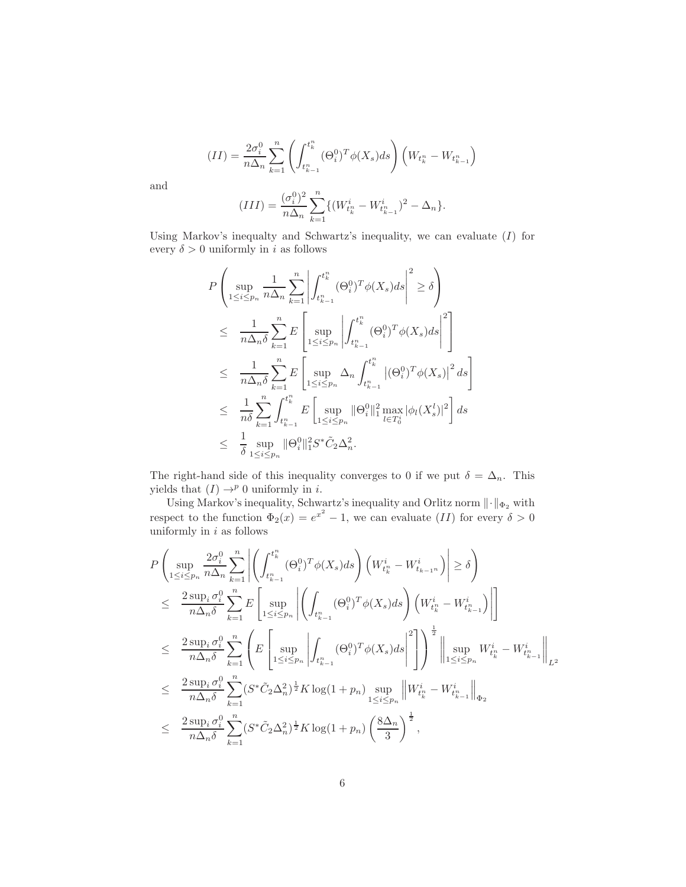$$(II) = \frac{2\sigma_i^0}{n\Delta_n} \sum_{k=1}^{n} \left( \int_{t_{k-1}^n}^{t_k^n} (\Theta_i^0)^T \phi(X_s) ds \right) \left( W_{t_k^n} - W_{t_{k-1}^n} \right)$$

and

$$(III) = \frac{(\sigma_i^0)^2}{n\Delta_n} \sum_{k=1}^{n} \{ (W_{t_k^n}^i - W_{t_{k-1}^n}^i)^2 - \Delta_n \}.$$

Using Markov's inequalty and Schwartz's inequality, we can evaluate $(I)$ for every $\delta > 0$ uniformly in $i$ as follows

$$\begin{aligned}
& P\left( \sup_{1 \le i \le p_n} \frac{1}{n\Delta_n} \sum_{k=1}^{n} \left| \int_{t_{k-1}^n}^{t_k^n} (\Theta_i^0)^T \phi(X_s) ds \right|^2 \ge \delta \right) \\
\le & \quad \frac{1}{n\Delta_n \delta} \sum_{k=1}^{n} E\left[ \sup_{1 \le i \le p_n} \left| \int_{t_{k-1}^n}^{t_k^n} (\Theta_i^0)^T \phi(X_s) ds \right|^2 \right] \\
\le & \quad \frac{1}{n\Delta_n \delta} \sum_{k=1}^{n} E\left[ \sup_{1 \le i \le p_n} \Delta_n \int_{t_{k-1}^n}^{t_k^n} \left| (\Theta_i^0)^T \phi(X_s) \right|^2 ds \right] \\
\le & \quad \frac{1}{n\delta} \sum_{k=1}^{n} \int_{t_{k-1}^n}^{t_k^n} E\left[ \sup_{1 \le i \le p_n} \|\Theta_i^0\|_1^2 \max_{l \in T_0^i} |\phi_l(X_s^l)|^2 \right] ds \\
\le & \quad \frac{1}{\delta} \sup_{1 \le i \le p_n} \|\Theta_i^0\|_1^2 S^* \tilde{C}_2 \Delta_n^2.
\end{aligned}$$

The right-hand side of this inequality converges to 0 if we put $\delta = \Delta_n$. This yields that $(I) \to^p 0$ uniformly in $i$.

Using Markov's inequality, Schwartz's inequality and Orlitz norm $\|\cdot\|_{\Phi_2}$ with respect to the function $\Phi_2(x) = e^{x^2} - 1$, we can evaluate $(II)$ for every $\delta > 0$ uniformly in $i$ as follows

$$\begin{aligned}
& P\left( \sup_{1 \le i \le p_n} \frac{2\sigma_i^0}{n\Delta_n} \sum_{k=1}^{n} \left| \left( \int_{t_{k-1}^n}^{t_k^n} (\Theta_i^0)^T \phi(X_s) ds \right) \left( W_{t_k^n}^i - W_{t_{k-1^n}}^i \right) \right| \ge \delta \right) \\
\le & \quad \frac{2 \sup_i \sigma_i^0}{n\Delta_n \delta} \sum_{k=1}^{n} E\left[ \sup_{1 \le i \le p_n} \left| \left( \int_{t_{k-1}^n} (\Theta_i^0)^T \phi(X_s) ds \right) \left( W_{t_k^n}^i - W_{t_{k-1}^n}^i \right) \right| \right] \\
\le & \quad \frac{2 \sup_i \sigma_i^0}{n\Delta_n \delta} \sum_{k=1}^{n} \left( E\left[ \sup_{1 \le i \le p_n} \left| \int_{t_{k-1}^n} (\Theta_i^0)^T \phi(X_s) ds \right|^2 \right] \right)^{\frac{1}{2}} \left\| \sup_{1 \le i \le p_n} W_{t_k^n}^i - W_{t_{k-1}^n}^i \right\|_{L^2} \\
\le & \quad \frac{2 \sup_i \sigma_i^0}{n\Delta_n \delta} \sum_{k=1}^{n} (S^* \tilde{C}_2 \Delta_n^2)^{\frac{1}{2}} K \log(1 + p_n) \sup_{1 \le i \le p_n} \left\| W_{t_k^n}^i - W_{t_{k-1}^n}^i \right\|_{\Phi_2} \\
\le & \quad \frac{2 \sup_i \sigma_i^0}{n\Delta_n \delta} \sum_{k=1}^{n} (S^* \tilde{C}_2 \Delta_n^2)^{\frac{1}{2}} K \log(1 + p_n) \left( \frac{8\Delta_n}{3} \right)^{\frac{1}{2}},
\end{aligned}$$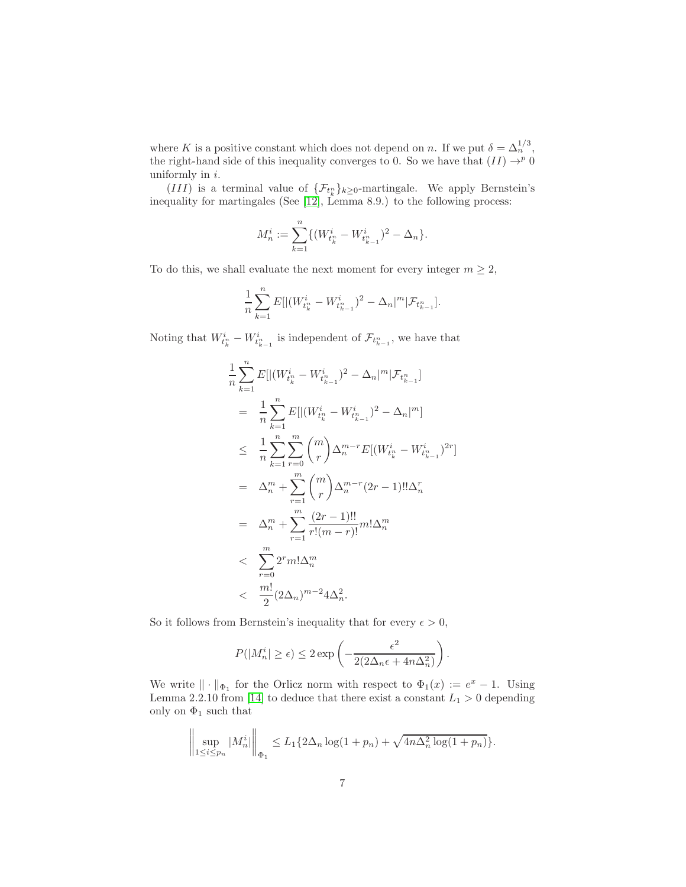where $K$ is a positive constant which does not depend on $n$. If we put $\delta = \Delta_n^{1/3}$, the right-hand side of this inequality converges to 0. So we have that $(II) \to^p 0$ uniformly in $i$.

$(III)$ is a terminal value of $\{\mathcal{F}_{t_k^n}\}_{k\geq 0}$-martingale. We apply Bernstein's inequality for martingales (See [12], Lemma 8.9.) to the following process:

$$M_n^i := \sum_{k=1}^n \{(W_{t_k^n}^i - W_{t_{k-1}^n}^i)^2 - \Delta_n\}.$$

To do this, we shall evaluate the next moment for every integer $m \geq 2$,

$$\frac{1}{n}\sum_{k=1}^n E[|(W_{t_k^n}^i - W_{t_{k-1}^n}^i)^2 - \Delta_n|^m | \mathcal{F}_{t_{k-1}^n}].$$

Noting that $W_{t_k^n}^i - W_{t_{k-1}^n}^i$ is independent of $\mathcal{F}_{t_{k-1}^n}$, we have that

$$\begin{aligned}
&\frac{1}{n}\sum_{k=1}^n E[|(W_{t_k^n}^i - W_{t_{k-1}^n}^i)^2 - \Delta_n|^m | \mathcal{F}_{t_{k-1}^n}] \\
&= \frac{1}{n}\sum_{k=1}^n E[|(W_{t_k^n}^i - W_{t_{k-1}^n}^i)^2 - \Delta_n|^m] \\
&\leq \frac{1}{n}\sum_{k=1}^n \sum_{r=0}^m \binom{m}{r} \Delta_n^{m-r} E[(W_{t_k^n}^i - W_{t_{k-1}^n}^i)^{2r}] \\
&= \Delta_n^m + \sum_{r=1}^m \binom{m}{r} \Delta_n^{m-r}(2r-1)!!\Delta_n^r \\
&= \Delta_n^m + \sum_{r=1}^m \frac{(2r-1)!!}{r!(m-r)!} m!\Delta_n^m \\
&< \sum_{r=0}^m 2^r m!\Delta_n^m \\
&< \frac{m!}{2}(2\Delta_n)^{m-2}4\Delta_n^2.
\end{aligned}$$

So it follows from Bernstein's inequality that for every $\epsilon > 0$,

$$P(|M_n^i| \geq \epsilon) \leq 2\exp\left(-\frac{\epsilon^2}{2(2\Delta_n\epsilon + 4n\Delta_n^2)}\right).$$

We write $\|\cdot\|_{\Phi_1}$ for the Orlicz norm with respect to $\Phi_1(x) := e^x - 1$. Using Lemma 2.2.10 from [14] to deduce that there exist a constant $L_1 > 0$ depending only on $\Phi_1$ such that

$$\left\| \sup_{1\leq i\leq p_n} |M_n^i| \right\|_{\Phi_1} \leq L_1\{2\Delta_n \log(1+p_n) + \sqrt{4n\Delta_n^2 \log(1+p_n)}\}.$$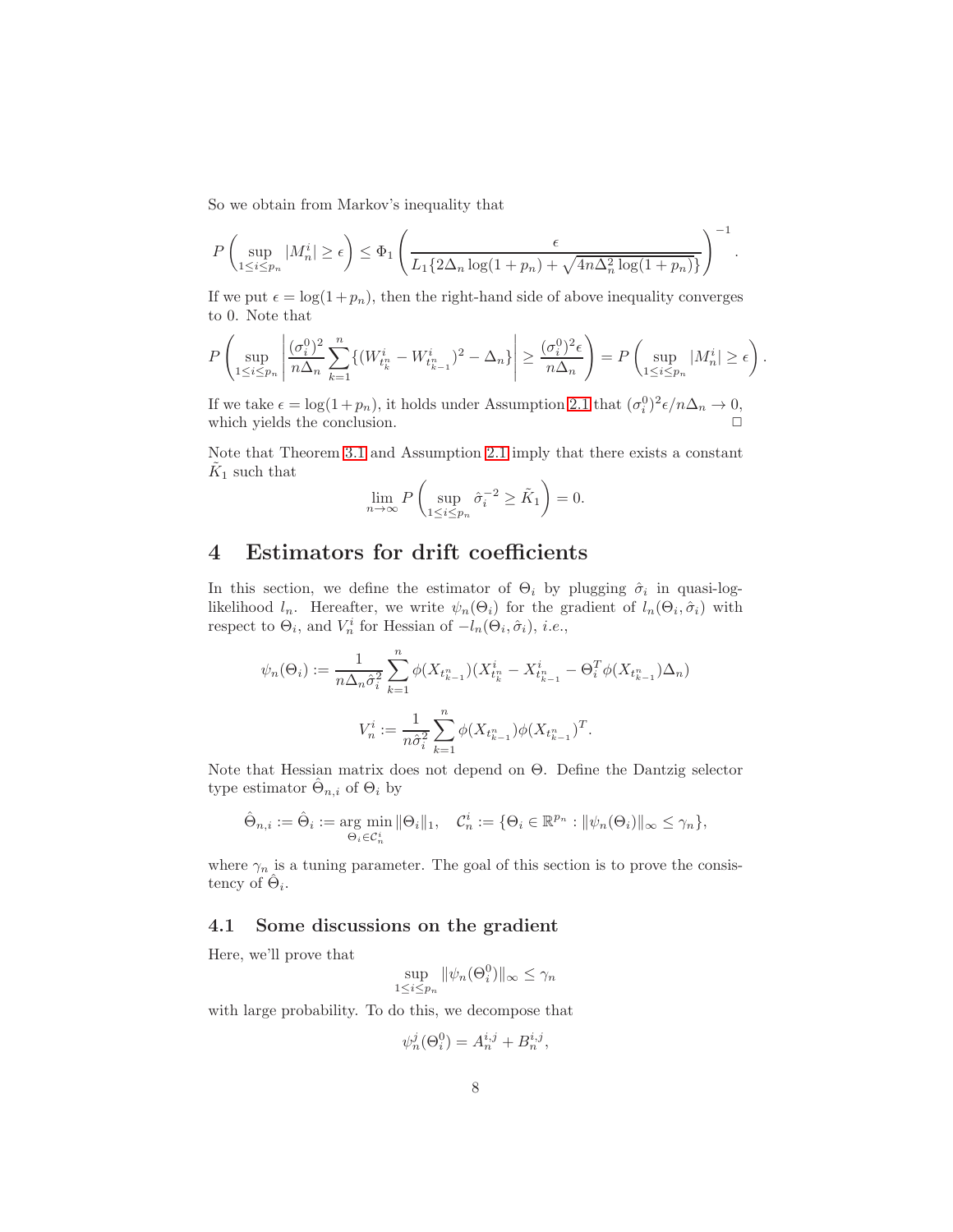So we obtain from Markov's inequality that

$$P\left(\sup_{1\le i\le p_n}|M_n^i|\ge\epsilon\right)\le\Phi_1\left(\frac{\epsilon}{L_1\{2\Delta_n\log(1+p_n)+\sqrt{4n\Delta_n^2\log(1+p_n)}\}}\right)^{-1}.$$

If we put $\epsilon=\log(1+p_n)$, then the right-hand side of above inequality converges to 0. Note that

$$P\left(\sup_{1\le i\le p_n}\left|\frac{(\sigma_i^0)^2}{n\Delta_n}\sum_{k=1}^n\{(W^i_{t_k^n}-W^i_{t_{k-1}^n})^2-\Delta_n\}\right|\ge\frac{(\sigma_i^0)^2\epsilon}{n\Delta_n}\right)=P\left(\sup_{1\le i\le p_n}|M_n^i|\ge\epsilon\right).$$

If we take $\epsilon=\log(1+p_n)$, it holds under Assumption 2.1 that $(\sigma_i^0)^2\epsilon/n\Delta_n\to 0$, which yields the conclusion. □

Note that Theorem 3.1 and Assumption 2.1 imply that there exists a constant $\tilde{K}_1$ such that

$$\lim_{n\to\infty}P\left(\sup_{1\le i\le p_n}\hat{\sigma}_i^{-2}\ge\tilde{K}_1\right)=0.$$

# 4 Estimators for drift coefficients

In this section, we define the estimator of $\Theta_i$ by plugging $\hat{\sigma}_i$ in quasi-log-likelihood $l_n$. Hereafter, we write $\psi_n(\Theta_i)$ for the gradient of $l_n(\Theta_i,\hat{\sigma}_i)$ with respect to $\Theta_i$, and $V_n^i$ for Hessian of $-l_n(\Theta_i,\hat{\sigma}_i)$, *i.e.*,

$$\psi_n(\Theta_i):=\frac{1}{n\Delta_n\hat{\sigma}_i^2}\sum_{k=1}^n\phi(X_{t_{k-1}^n})(X^i_{t_k^n}-X^i_{t_{k-1}^n}-\Theta_i^T\phi(X_{t_{k-1}^n})\Delta_n)$$

$$V_n^i:=\frac{1}{n\hat{\sigma}_i^2}\sum_{k=1}^n\phi(X_{t_{k-1}^n})\phi(X_{t_{k-1}^n})^T.$$

Note that Hessian matrix does not depend on $\Theta$. Define the Dantzig selector type estimator $\hat{\Theta}_{n,i}$ of $\Theta_i$ by

$$\hat{\Theta}_{n,i}:=\hat{\Theta}_i:=\arg\min_{\Theta_i\in\mathcal{C}_n^i}\|\Theta_i\|_1,\quad\mathcal{C}_n^i:=\{\Theta_i\in\mathbb{R}^{p_n}:\|\psi_n(\Theta_i)\|_\infty\le\gamma_n\},$$

where $\gamma_n$ is a tuning parameter. The goal of this section is to prove the consistency of $\hat{\Theta}_i$.

## 4.1 Some discussions on the gradient

Here, we'll prove that

$$\sup_{1\le i\le p_n}\|\psi_n(\Theta_i^0)\|_\infty\le\gamma_n$$

with large probability. To do this, we decompose that

$$\psi_n^j(\Theta_i^0)=A_n^{i,j}+B_n^{i,j},$$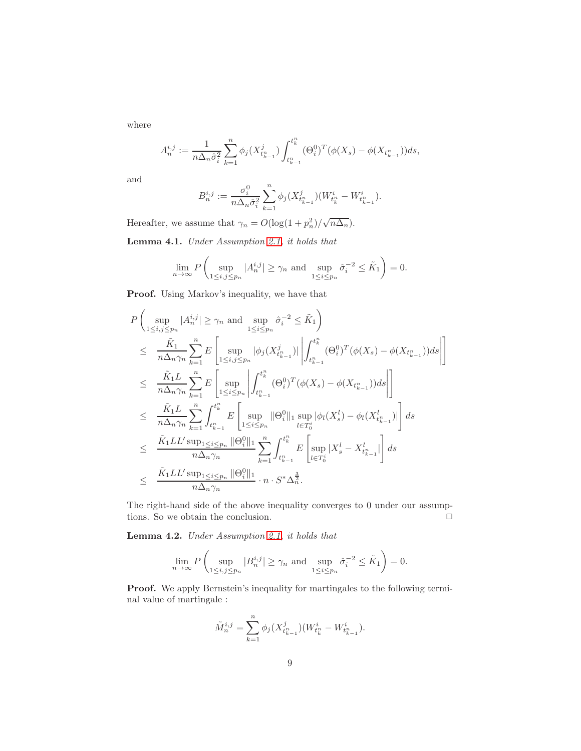where

$$A_n^{i,j} := \frac{1}{n\Delta_n \hat{\sigma}_i^2} \sum_{k=1}^n \phi_j(X_{t_{k-1}^n}^j) \int_{t_{k-1}^n}^{t_k^n} (\Theta_i^0)^T(\phi(X_s) - \phi(X_{t_{k-1}^n}))ds,$$

and

$$B_n^{i,j} := \frac{\sigma_i^0}{n\Delta_n \hat{\sigma}_i^2} \sum_{k=1}^n \phi_j(X_{t_{k-1}^n}^j)(W_{t_k^n}^i - W_{t_{k-1}^n}^i).$$

Hereafter, we assume that $\gamma_n = O(\log(1+p_n^2)/\sqrt{n\Delta_n})$.

**Lemma 4.1.** *Under Assumption 2.1, it holds that*

$$\lim_{n\to\infty} P\left( \sup_{1\le i,j\le p_n} |A_n^{i,j}| \ge \gamma_n \text{ and } \sup_{1\le i\le p_n} \hat{\sigma}_i^{-2} \le \tilde{K}_1 \right) = 0.$$

**Proof.** Using Markov's inequality, we have that

$$\begin{aligned}
&P\left( \sup_{1\le i,j\le p_n} |A_n^{i,j}| \ge \gamma_n \text{ and } \sup_{1\le i\le p_n} \hat{\sigma}_i^{-2} \le \tilde{K}_1 \right) \\
&\le \frac{\tilde{K}_1}{n\Delta_n\gamma_n} \sum_{k=1}^n E\left[ \sup_{1\le i,j\le p_n} |\phi_j(X_{t_{k-1}^n}^j)| \left| \int_{t_{k-1}^n}^{t_k^n} (\Theta_i^0)^T(\phi(X_s) - \phi(X_{t_{k-1}^n}))ds \right| \right] \\
&\le \frac{\tilde{K}_1 L}{n\Delta_n\gamma_n} \sum_{k=1}^n E\left[ \sup_{1\le i\le p_n} \left| \int_{t_{k-1}^n}^{t_k^n} (\Theta_i^0)^T(\phi(X_s) - \phi(X_{t_{k-1}^n}))ds \right| \right] \\
&\le \frac{\tilde{K}_1 L}{n\Delta_n\gamma_n} \sum_{k=1}^n \int_{t_{k-1}^n}^{t_k^n} E\left[ \sup_{1\le i\le p_n} \|\Theta_i^0\|_1 \sup_{l\in T_0^i} |\phi_l(X_s^l) - \phi_l(X_{t_{k-1}^n}^l)| \right] ds \\
&\le \frac{\tilde{K}_1 L L' \sup_{1\le i\le p_n} \|\Theta_i^0\|_1}{n\Delta_n\gamma_n} \sum_{k=1}^n \int_{t_{k-1}^n}^{t_k^n} E\left[ \sup_{l\in T_0^i} |X_s^l - X_{t_{k-1}^n}^l| \right] ds \\
&\le \frac{\tilde{K}_1 L L' \sup_{1\le i\le p_n} \|\Theta_i^0\|_1}{n\Delta_n\gamma_n} \cdot n \cdot S^* \Delta_n^{\frac{3}{2}}.
\end{aligned}$$

The right-hand side of the above inequality converges to 0 under our assumptions. So we obtain the conclusion. □

**Lemma 4.2.** *Under Assumption 2.1, it holds that*

$$\lim_{n\to\infty} P\left( \sup_{1\le i,j\le p_n} |B_n^{i,j}| \ge \gamma_n \text{ and } \sup_{1\le i\le p_n} \hat{\sigma}_i^{-2} \le \tilde{K}_1 \right) = 0.$$

**Proof.** We apply Bernstein's inequality for martingales to the following terminal value of martingale :

$$\tilde{M}_n^{i,j} = \sum_{k=1}^n \phi_j(X_{t_{k-1}^n}^j)(W_{t_k^n}^i - W_{t_{k-1}^n}^i).$$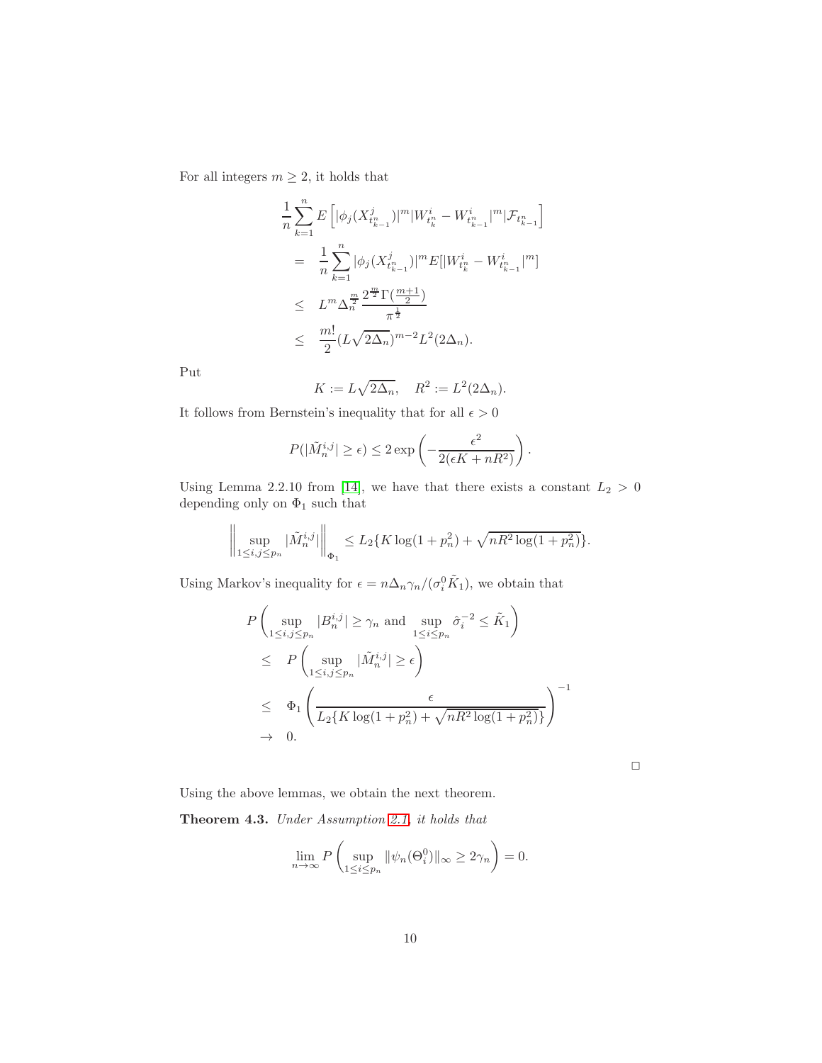For all integers $m \geq 2$, it holds that

$$
\begin{aligned}
&\frac{1}{n}\sum_{k=1}^{n} E\left[|\phi_j(X^j_{t^n_{k-1}})|^m |W^i_{t^n_k} - W^i_{t^n_{k-1}}|^m | \mathcal{F}_{t^n_{k-1}}\right] \\
&= \frac{1}{n}\sum_{k=1}^{n} |\phi_j(X^j_{t^n_{k-1}})|^m E[|W^i_{t^n_k} - W^i_{t^n_{k-1}}|^m] \\
&\leq L^m \Delta_n^{\frac{m}{2}} \frac{2^{\frac{m}{2}}\Gamma(\frac{m+1}{2})}{\pi^{\frac{1}{2}}} \\
&\leq \frac{m!}{2}(L\sqrt{2\Delta_n})^{m-2} L^2(2\Delta_n).
\end{aligned}
$$

Put

$$
K := L\sqrt{2\Delta_n}, \quad R^2 := L^2(2\Delta_n).
$$

It follows from Bernstein's inequality that for all $\epsilon > 0$

$$
P(|\tilde{M}^{i,j}_n| \geq \epsilon) \leq 2\exp\left(-\frac{\epsilon^2}{2(\epsilon K + nR^2)}\right).
$$

Using Lemma 2.2.10 from [14], we have that there exists a constant $L_2 > 0$ depending only on $\Phi_1$ such that

$$
\left\| \sup_{1\leq i,j\leq p_n} |\tilde{M}^{i,j}_n| \right\|_{\Phi_1} \leq L_2\{K\log(1+p_n^2) + \sqrt{nR^2\log(1+p_n^2)}\}.
$$

Using Markov's inequality for $\epsilon = n\Delta_n\gamma_n/(\sigma^0_i\tilde{K}_1)$, we obtain that

$$
\begin{aligned}
&P\left(\sup_{1\leq i,j\leq p_n} |B^{i,j}_n| \geq \gamma_n \text{ and } \sup_{1\leq i\leq p_n} \hat{\sigma}_i^{-2} \leq \tilde{K}_1\right) \\
&\leq P\left(\sup_{1\leq i,j\leq p_n} |\tilde{M}^{i,j}_n| \geq \epsilon\right) \\
&\leq \Phi_1\left(\frac{\epsilon}{L_2\{K\log(1+p_n^2) + \sqrt{nR^2\log(1+p_n^2)}\}}\right)^{-1} \\
&\to 0.
\end{aligned}
$$

□

Using the above lemmas, we obtain the next theorem.

**Theorem 4.3.** *Under Assumption 2.1, it holds that*

$$
\lim_{n\to\infty} P\left(\sup_{1\leq i\leq p_n} \|\psi_n(\Theta^0_i)\|_\infty \geq 2\gamma_n\right) = 0.
$$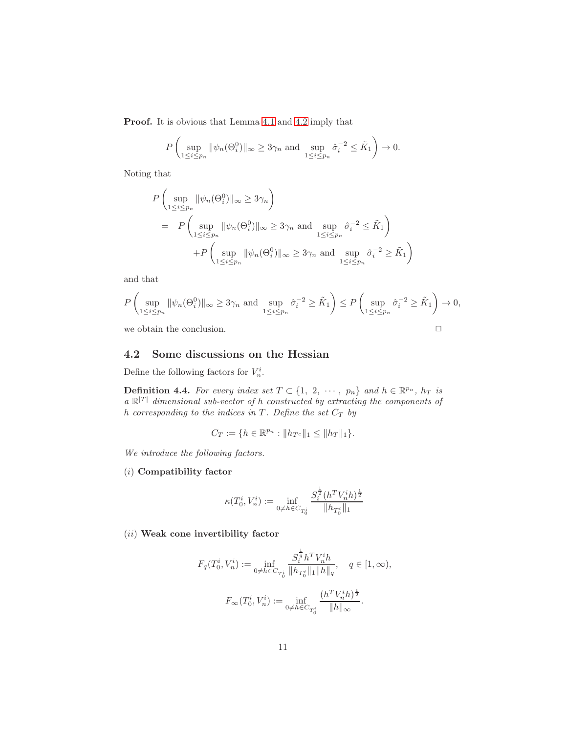**Proof.** It is obvious that Lemma 4.1 and 4.2 imply that

$$P\left(\sup_{1\le i\le p_n}\|\psi_n(\Theta_i^0)\|_\infty \ge 3\gamma_n \text{ and } \sup_{1\le i\le p_n}\hat{\sigma}_i^{-2}\le \tilde{K}_1\right)\to 0.$$

Noting that

$$\begin{aligned}
&P\left(\sup_{1\le i\le p_n}\|\psi_n(\Theta_i^0)\|_\infty \ge 3\gamma_n\right)\\
&= P\left(\sup_{1\le i\le p_n}\|\psi_n(\Theta_i^0)\|_\infty \ge 3\gamma_n \text{ and } \sup_{1\le i\le p_n}\hat{\sigma}_i^{-2}\le \tilde{K}_1\right)\\
&\qquad +P\left(\sup_{1\le i\le p_n}\|\psi_n(\Theta_i^0)\|_\infty \ge 3\gamma_n \text{ and } \sup_{1\le i\le p_n}\hat{\sigma}_i^{-2}\ge \tilde{K}_1\right)
\end{aligned}$$

and that

$$P\left(\sup_{1\le i\le p_n}\|\psi_n(\Theta_i^0)\|_\infty \ge 3\gamma_n \text{ and } \sup_{1\le i\le p_n}\hat{\sigma}_i^{-2}\ge \tilde{K}_1\right)\le P\left(\sup_{1\le i\le p_n}\hat{\sigma}_i^{-2}\ge \tilde{K}_1\right)\to 0,$$

we obtain the conclusion. □

## 4.2 Some discussions on the Hessian

Define the following factors for $V_n^i$.

**Definition 4.4.** *For every index set $T\subset\{1,\ 2,\ \cdots,\ p_n\}$ and $h\in\mathbb{R}^{p_n}$, $h_T$ is a $\mathbb{R}^{|T|}$ dimensional sub-vector of $h$ constructed by extracting the components of $h$ corresponding to the indices in $T$. Define the set $C_T$ by*

$$C_T := \{h\in\mathbb{R}^{p_n} : \|h_{T^c}\|_1 \le \|h_T\|_1\}.$$

*We introduce the following factors.*

$(i)$ **Compatibility factor**

$$\kappa(T_0^i, V_n^i) := \inf_{0\ne h\in C_{T_0^i}} \frac{S_i^{\frac{1}{2}}(h^T V_n^i h)^{\frac{1}{2}}}{\|h_{T_0^i}\|_1}$$

$(ii)$ **Weak cone invertibility factor**

$$F_q(T_0^i, V_n^i) := \inf_{0\ne h\in C_{T_0^i}} \frac{S_i^{\frac{1}{q}} h^T V_n^i h}{\|h_{T_0^i}\|_1\|h\|_q}, \quad q\in[1,\infty),$$

$$F_\infty(T_0^i, V_n^i) := \inf_{0\ne h\in C_{T_0^i}} \frac{(h^T V_n^i h)^{\frac{1}{2}}}{\|h\|_\infty}.$$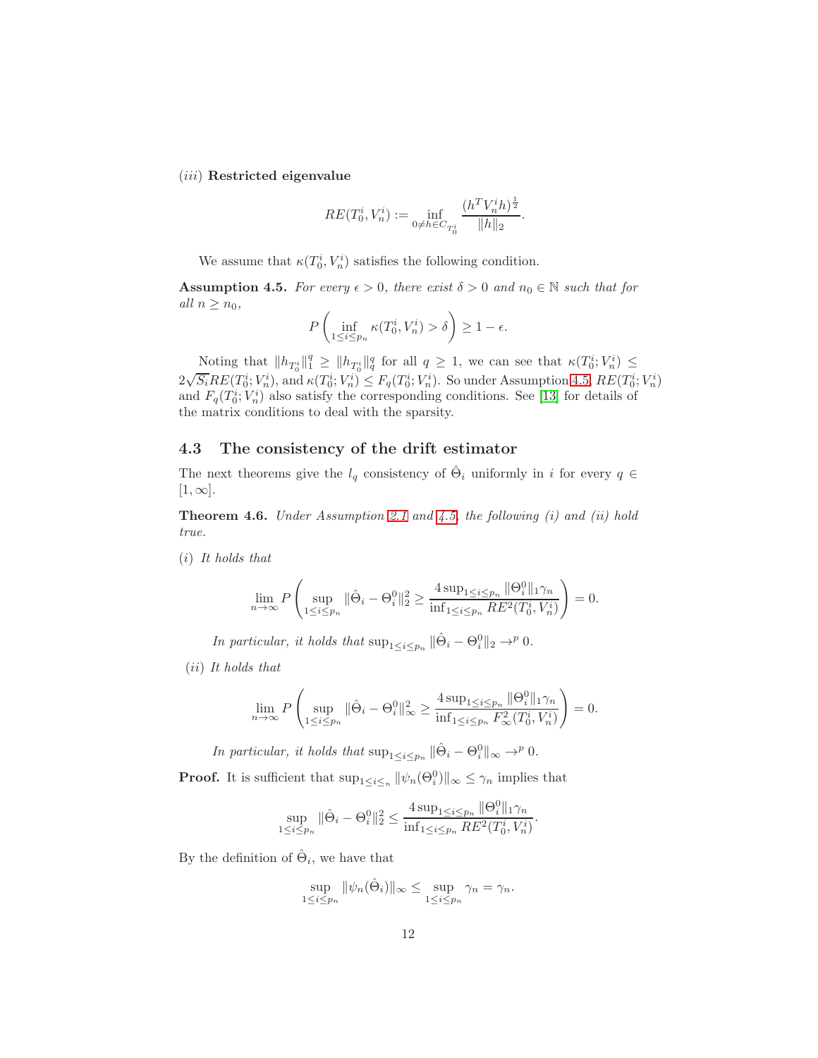(*iii*) **Restricted eigenvalue**

$$RE(T_0^i, V_n^i) := \inf_{0 \neq h \in C_{T_0^i}} \frac{(h^T V_n^i h)^{\frac{1}{2}}}{\|h\|_2}.$$

We assume that $\kappa(T_0^i, V_n^i)$ satisfies the following condition.

**Assumption 4.5.** *For every $\epsilon > 0$, there exist $\delta > 0$ and $n_0 \in \mathbb{N}$ such that for all $n \geq n_0$,*

$$P\left(\inf_{1 \leq i \leq p_n} \kappa(T_0^i, V_n^i) > \delta\right) \geq 1 - \epsilon.$$

Noting that $\|h_{T_0^i}\|_1^q \geq \|h_{T_0^i}\|_q^q$ for all $q \geq 1$, we can see that $\kappa(T_0^i; V_n^i) \leq 2\sqrt{S_i} RE(T_0^i; V_n^i)$, and $\kappa(T_0^i; V_n^i) \leq F_q(T_0^i; V_n^i)$. So under Assumption 4.5, $RE(T_0^i; V_n^i)$ and $F_q(T_0^i; V_n^i)$ also satisfy the corresponding conditions. See [13] for details of the matrix conditions to deal with the sparsity.

## 4.3 The consistency of the drift estimator

The next theorems give the $l_q$ consistency of $\hat{\Theta}_i$ uniformly in $i$ for every $q \in [1, \infty]$.

**Theorem 4.6.** *Under Assumption 2.1 and 4.5, the following (i) and (ii) hold true.*

(*i*) *It holds that*

$$\lim_{n \to \infty} P\left(\sup_{1 \leq i \leq p_n} \|\hat{\Theta}_i - \Theta_i^0\|_2^2 \geq \frac{4 \sup_{1 \leq i \leq p_n} \|\Theta_i^0\|_1 \gamma_n}{\inf_{1 \leq i \leq p_n} RE^2(T_0^i, V_n^i)}\right) = 0.$$

*In particular, it holds that* $\sup_{1 \leq i \leq p_n} \|\hat{\Theta}_i - \Theta_i^0\|_2 \to^p 0$.

(*ii*) *It holds that*

$$\lim_{n \to \infty} P\left(\sup_{1 \leq i \leq p_n} \|\hat{\Theta}_i - \Theta_i^0\|_\infty^2 \geq \frac{4 \sup_{1 \leq i \leq p_n} \|\Theta_i^0\|_1 \gamma_n}{\inf_{1 \leq i \leq p_n} F_\infty^2(T_0^i, V_n^i)}\right) = 0.$$

*In particular, it holds that* $\sup_{1 \leq i \leq p_n} \|\hat{\Theta}_i - \Theta_i^0\|_\infty \to^p 0$.

**Proof.** It is sufficient that $\sup_{1 \leq i \leq_n} \|\psi_n(\Theta_i^0)\|_\infty \leq \gamma_n$ implies that

$$\sup_{1 \leq i \leq p_n} \|\hat{\Theta}_i - \Theta_i^0\|_2^2 \leq \frac{4 \sup_{1 \leq i \leq p_n} \|\Theta_i^0\|_1 \gamma_n}{\inf_{1 \leq i \leq p_n} RE^2(T_0^i, V_n^i)}.$$

By the definition of $\hat{\Theta}_i$, we have that

$$\sup_{1 \leq i \leq p_n} \|\psi_n(\hat{\Theta}_i)\|_\infty \leq \sup_{1 \leq i \leq p_n} \gamma_n = \gamma_n.$$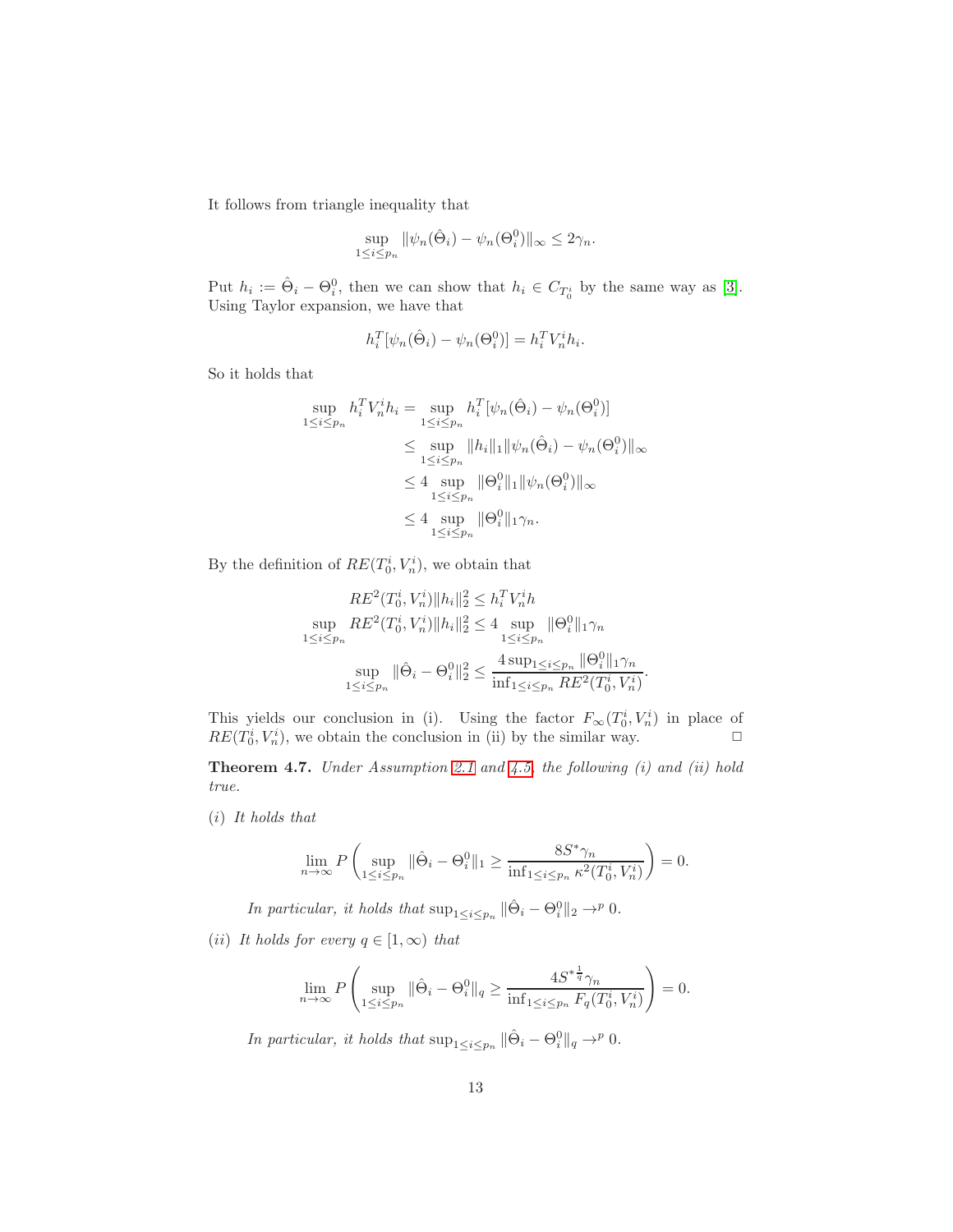It follows from triangle inequality that

$$\sup_{1\le i\le p_n} \|\psi_n(\hat{\Theta}_i) - \psi_n(\Theta_i^0)\|_\infty \le 2\gamma_n.$$

Put $h_i := \hat{\Theta}_i - \Theta_i^0$, then we can show that $h_i \in C_{T_0^i}$ by the same way as [3]. Using Taylor expansion, we have that

$$h_i^T[\psi_n(\hat{\Theta}_i) - \psi_n(\Theta_i^0)] = h_i^T V_n^i h_i.$$

So it holds that

$$\begin{aligned}
\sup_{1\le i\le p_n} h_i^T V_n^i h_i &= \sup_{1\le i\le p_n} h_i^T[\psi_n(\hat{\Theta}_i) - \psi_n(\Theta_i^0)] \\
&\le \sup_{1\le i\le p_n} \|h_i\|_1 \|\psi_n(\hat{\Theta}_i) - \psi_n(\Theta_i^0)\|_\infty \\
&\le 4 \sup_{1\le i\le p_n} \|\Theta_i^0\|_1 \|\psi_n(\Theta_i^0)\|_\infty \\
&\le 4 \sup_{1\le i\le p_n} \|\Theta_i^0\|_1 \gamma_n.
\end{aligned}$$

By the definition of $RE(T_0^i, V_n^i)$, we obtain that

$$\begin{aligned}
RE^2(T_0^i, V_n^i)\|h_i\|_2^2 &\le h_i^T V_n^i h \\
\sup_{1\le i\le p_n} RE^2(T_0^i, V_n^i)\|h_i\|_2^2 &\le 4 \sup_{1\le i\le p_n} \|\Theta_i^0\|_1 \gamma_n \\
\sup_{1\le i\le p_n} \|\hat{\Theta}_i - \Theta_i^0\|_2^2 &\le \frac{4\sup_{1\le i\le p_n} \|\Theta_i^0\|_1 \gamma_n}{\inf_{1\le i\le p_n} RE^2(T_0^i, V_n^i)}.
\end{aligned}$$

This yields our conclusion in (i). Using the factor $F_\infty(T_0^i, V_n^i)$ in place of $RE(T_0^i, V_n^i)$, we obtain the conclusion in (ii) by the similar way. □

**Theorem 4.7.** *Under Assumption 2.1 and 4.5, the following (i) and (ii) hold true.*

(i) *It holds that*

$$\lim_{n\to\infty} P\left(\sup_{1\le i\le p_n} \|\hat{\Theta}_i - \Theta_i^0\|_1 \ge \frac{8S^*\gamma_n}{\inf_{1\le i\le p_n} \kappa^2(T_0^i, V_n^i)}\right) = 0.$$

*In particular, it holds that* $\sup_{1\le i\le p_n} \|\hat{\Theta}_i - \Theta_i^0\|_2 \to^p 0$.

(ii) *It holds for every* $q \in [1, \infty)$ *that*

$$\lim_{n\to\infty} P\left(\sup_{1\le i\le p_n} \|\hat{\Theta}_i - \Theta_i^0\|_q \ge \frac{4{S^*}^{\frac{1}{q}}\gamma_n}{\inf_{1\le i\le p_n} F_q(T_0^i, V_n^i)}\right) = 0.$$

*In particular, it holds that* $\sup_{1\le i\le p_n} \|\hat{\Theta}_i - \Theta_i^0\|_q \to^p 0$.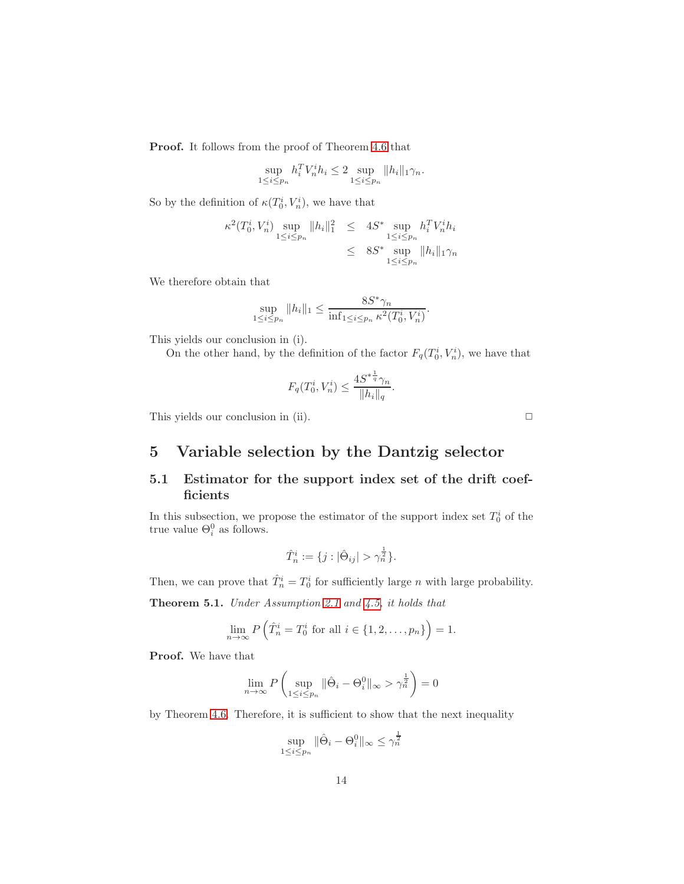**Proof.** It follows from the proof of Theorem 4.6 that

$$\sup_{1\le i\le p_n} h_i^T V_n^i h_i \le 2 \sup_{1\le i\le p_n} \|h_i\|_1 \gamma_n.$$

So by the definition of $\kappa(T_0^i, V_n^i)$, we have that

$$\begin{aligned}
\kappa^2(T_0^i, V_n^i) \sup_{1\le i\le p_n} \|h_i\|_1^2 &\le 4S^* \sup_{1\le i\le p_n} h_i^T V_n^i h_i \\
&\le 8S^* \sup_{1\le i\le p_n} \|h_i\|_1 \gamma_n
\end{aligned}$$

We therefore obtain that

$$\sup_{1\le i\le p_n} \|h_i\|_1 \le \frac{8S^*\gamma_n}{\inf_{1\le i\le p_n} \kappa^2(T_0^i, V_n^i)}.$$

This yields our conclusion in (i).

On the other hand, by the definition of the factor $F_q(T_0^i, V_n^i)$, we have that

$$F_q(T_0^i, V_n^i) \le \frac{4{S^*}^{\frac{1}{q}}\gamma_n}{\|h_i\|_q}.$$

This yields our conclusion in (ii). □

# 5 Variable selection by the Dantzig selector

## 5.1 Estimator for the support index set of the drift coefficients

In this subsection, we propose the estimator of the support index set $T_0^i$ of the true value $\Theta_i^0$ as follows.

$$\hat{T}_n^i := \{j : |\hat{\Theta}_{ij}| > \gamma_n^{\frac{1}{2}}\}.$$

Then, we can prove that $\hat{T}_n^i = T_0^i$ for sufficiently large $n$ with large probability.

**Theorem 5.1.** *Under Assumption 2.1 and 4.5, it holds that*

$$\lim_{n\to\infty} P\left(\hat{T}_n^i = T_0^i \text{ for all } i \in \{1, 2, \ldots, p_n\}\right) = 1.$$

**Proof.** We have that

$$\lim_{n\to\infty} P\left(\sup_{1\le i\le p_n} \|\hat{\Theta}_i - \Theta_i^0\|_\infty > \gamma_n^{\frac{1}{2}}\right) = 0$$

by Theorem 4.6. Therefore, it is sufficient to show that the next inequality

$$\sup_{1\le i\le p_n} \|\hat{\Theta}_i - \Theta_i^0\|_\infty \le \gamma_n^{\frac{1}{2}}$$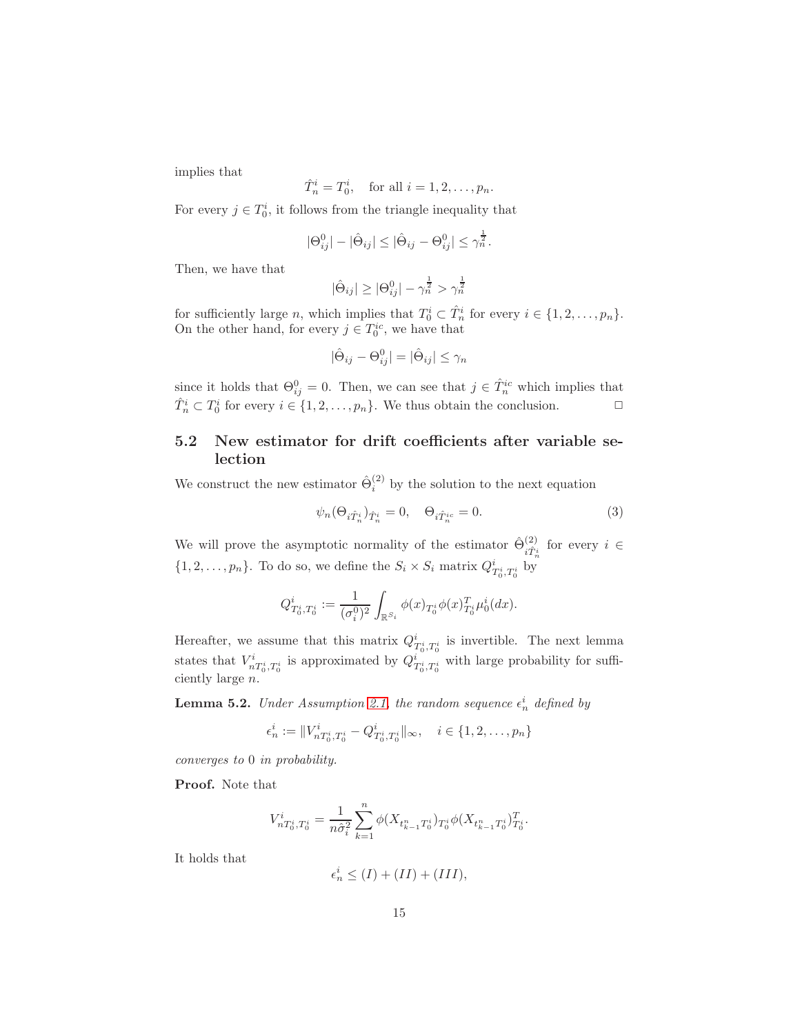implies that

$$\hat{T}_n^i = T_0^i, \quad \text{for all } i = 1, 2, \ldots, p_n.$$

For every $j \in T_0^i$, it follows from the triangle inequality that

$$|\Theta_{ij}^0| - |\hat{\Theta}_{ij}| \le |\hat{\Theta}_{ij} - \Theta_{ij}^0| \le \gamma_n^{\frac{1}{2}}.$$

Then, we have that

$$|\hat{\Theta}_{ij}| \ge |\Theta_{ij}^0| - \gamma_n^{\frac{1}{2}} > \gamma_n^{\frac{1}{2}}$$

for sufficiently large $n$, which implies that $T_0^i \subset \hat{T}_n^i$ for every $i \in \{1, 2, \ldots, p_n\}$. On the other hand, for every $j \in T_0^{ic}$, we have that

$$|\hat{\Theta}_{ij} - \Theta_{ij}^0| = |\hat{\Theta}_{ij}| \le \gamma_n$$

since it holds that $\Theta_{ij}^0 = 0$. Then, we can see that $j \in \hat{T}_n^{ic}$ which implies that $\hat{T}_n^i \subset T_0^i$ for every $i \in \{1, 2, \ldots, p_n\}$. We thus obtain the conclusion. □

## 5.2 New estimator for drift coefficients after variable selection

We construct the new estimator $\hat{\Theta}_i^{(2)}$ by the solution to the next equation

$$\psi_n(\Theta_{i\hat{T}_n^i})_{\hat{T}_n^i} = 0, \quad \Theta_{i\hat{T}_n^{ic}} = 0. \tag{3}$$

We will prove the asymptotic normality of the estimator $\hat{\Theta}_{i\hat{T}_n^i}^{(2)}$ for every $i \in \{1, 2, \ldots, p_n\}$. To do so, we define the $S_i \times S_i$ matrix $Q_{T_0^i, T_0^i}^i$ by

$$Q_{T_0^i, T_0^i}^i := \frac{1}{(\sigma_i^0)^2} \int_{\mathbb{R}^{S_i}} \phi(x)_{T_0^i} \phi(x)_{T_0^i}^T \mu_0^i(dx).$$

Hereafter, we assume that this matrix $Q_{T_0^i, T_0^i}^i$ is invertible. The next lemma states that $V_{nT_0^i, T_0^i}^i$ is approximated by $Q_{T_0^i, T_0^i}^i$ with large probability for sufficiently large $n$.

**Lemma 5.2.** *Under Assumption 2.1, the random sequence $\epsilon_n^i$ defined by*

$$\epsilon_n^i := \|V_{nT_0^i, T_0^i}^i - Q_{T_0^i, T_0^i}^i\|_\infty, \quad i \in \{1, 2, \ldots, p_n\}$$

*converges to* $0$ *in probability.*

**Proof.** Note that

$$V_{nT_0^i, T_0^i}^i = \frac{1}{n\hat{\sigma}_i^2} \sum_{k=1}^n \phi(X_{t_{k-1}^n T_0^i})_{T_0^i} \phi(X_{t_{k-1}^n T_0^i})_{T_0^i}^T.$$

It holds that

$$\epsilon_n^i \le (I) + (II) + (III),$$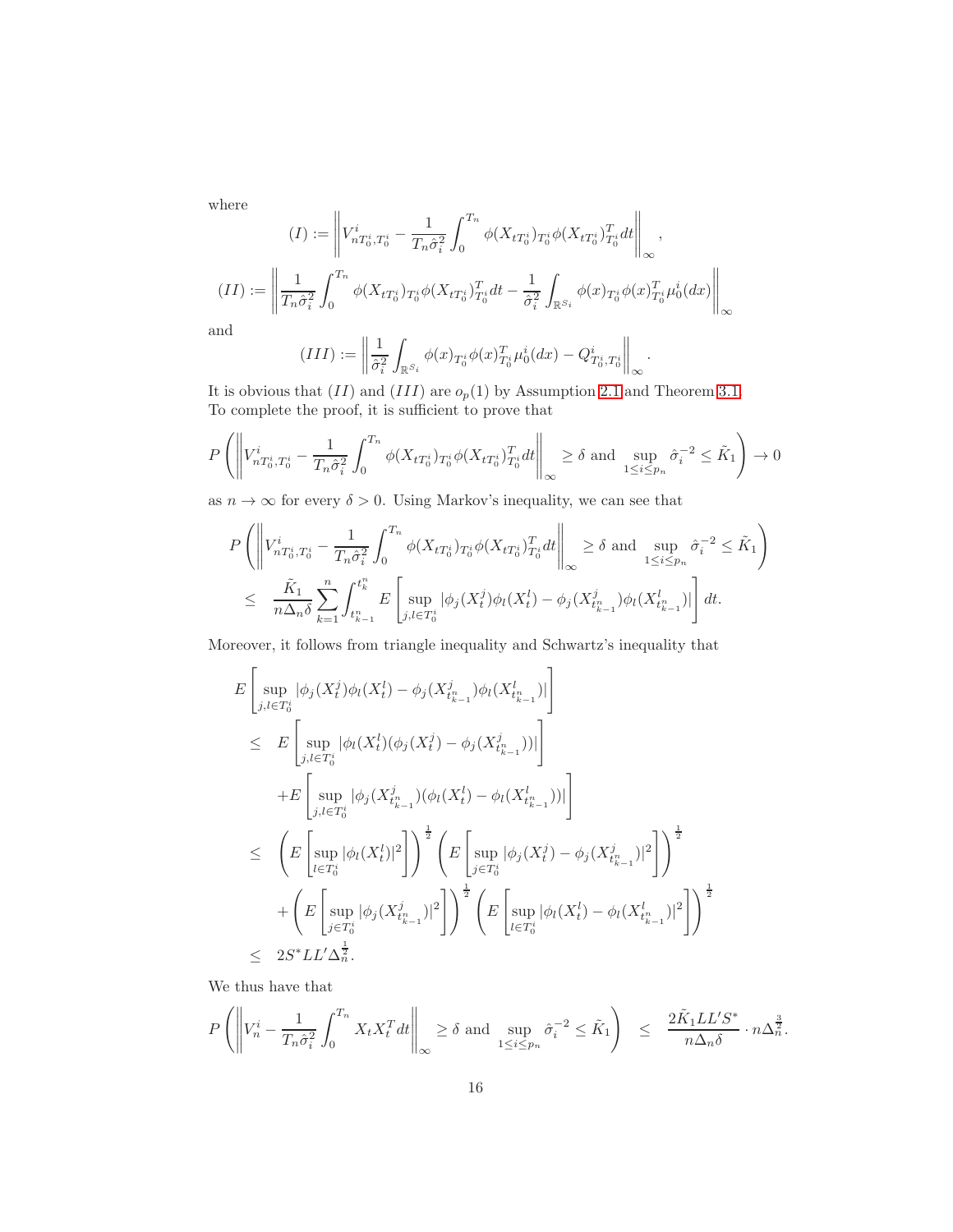where

$$(I) := \left\| V^i_{nT^i_0,T^i_0} - \frac{1}{T_n \hat{\sigma}_i^2} \int_0^{T_n} \phi(X_{tT^i_0})_{T^i_0} \phi(X_{tT^i_0})^T_{T^i_0} dt \right\|_\infty ,$$

$$(II) := \left\| \frac{1}{T_n \hat{\sigma}_i^2} \int_0^{T_n} \phi(X_{tT^i_0})_{T^i_0} \phi(X_{tT^i_0})^T_{T^i_0} dt - \frac{1}{\hat{\sigma}_i^2} \int_{\mathbb{R}^{S_i}} \phi(x)_{T^i_0} \phi(x)^T_{T^i_0} \mu^i_0(dx) \right\|_\infty$$

and

$$(III) := \left\| \frac{1}{\hat{\sigma}_i^2} \int_{\mathbb{R}^{S_i}} \phi(x)_{T^i_0} \phi(x)^T_{T^i_0} \mu^i_0(dx) - Q^i_{T^i_0,T^i_0} \right\|_\infty .$$

It is obvious that $(II)$ and $(III)$ are $o_p(1)$ by Assumption 2.1 and Theorem 3.1. To complete the proof, it is sufficient to prove that

$$P\left( \left\| V^i_{nT^i_0,T^i_0} - \frac{1}{T_n \hat{\sigma}_i^2} \int_0^{T_n} \phi(X_{tT^i_0})_{T^i_0} \phi(X_{tT^i_0})^T_{T^i_0} dt \right\|_\infty \geq \delta \text{ and } \sup_{1 \leq i \leq p_n} \hat{\sigma}_i^{-2} \leq \tilde{K}_1 \right) \to 0$$

as $n \to \infty$ for every $\delta > 0$. Using Markov's inequality, we can see that

$$\begin{aligned}
&P\left( \left\| V^i_{nT^i_0,T^i_0} - \frac{1}{T_n \hat{\sigma}_i^2} \int_0^{T_n} \phi(X_{tT^i_0})_{T^i_0} \phi(X_{tT^i_0})^T_{T^i_0} dt \right\|_\infty \geq \delta \text{ and } \sup_{1 \leq i \leq p_n} \hat{\sigma}_i^{-2} \leq \tilde{K}_1 \right) \\
&\leq \frac{\tilde{K}_1}{n \Delta_n \delta} \sum_{k=1}^n \int_{t^n_{k-1}}^{t^n_k} E\left[ \sup_{j,l \in T^i_0} |\phi_j(X^j_t)\phi_l(X^l_t) - \phi_j(X^j_{t^n_{k-1}})\phi_l(X^l_{t^n_{k-1}})| \right] dt.
\end{aligned}$$

Moreover, it follows from triangle inequality and Schwartz's inequality that

$$\begin{aligned}
&E\left[ \sup_{j,l \in T^i_0} |\phi_j(X^j_t)\phi_l(X^l_t) - \phi_j(X^j_{t^n_{k-1}})\phi_l(X^l_{t^n_{k-1}})| \right] \\
&\leq E\left[ \sup_{j,l \in T^i_0} |\phi_l(X^l_t)(\phi_j(X^j_t) - \phi_j(X^j_{t^n_{k-1}}))| \right] \\
&\quad + E\left[ \sup_{j,l \in T^i_0} |\phi_j(X^j_{t^n_{k-1}})(\phi_l(X^l_t) - \phi_l(X^l_{t^n_{k-1}}))| \right] \\
&\leq \left( E\left[ \sup_{l \in T^i_0} |\phi_l(X^l_t)|^2 \right] \right)^{\frac{1}{2}} \left( E\left[ \sup_{j \in T^i_0} |\phi_j(X^j_t) - \phi_j(X^j_{t^n_{k-1}})|^2 \right] \right)^{\frac{1}{2}} \\
&\quad + \left( E\left[ \sup_{j \in T^i_0} |\phi_j(X^j_{t^n_{k-1}})|^2 \right] \right)^{\frac{1}{2}} \left( E\left[ \sup_{l \in T^i_0} |\phi_l(X^l_t) - \phi_l(X^l_{t^n_{k-1}})|^2 \right] \right)^{\frac{1}{2}} \\
&\leq 2S^* L L' \Delta_n^{\frac{1}{2}}.
\end{aligned}$$

We thus have that

$$P\left( \left\| V^i_n - \frac{1}{T_n \hat{\sigma}_i^2} \int_0^{T_n} X_t X_t^T dt \right\|_\infty \geq \delta \text{ and } \sup_{1 \leq i \leq p_n} \hat{\sigma}_i^{-2} \leq \tilde{K}_1 \right) \leq \frac{2\tilde{K}_1 L L' S^*}{n \Delta_n \delta} \cdot n \Delta_n^{\frac{3}{2}}.$$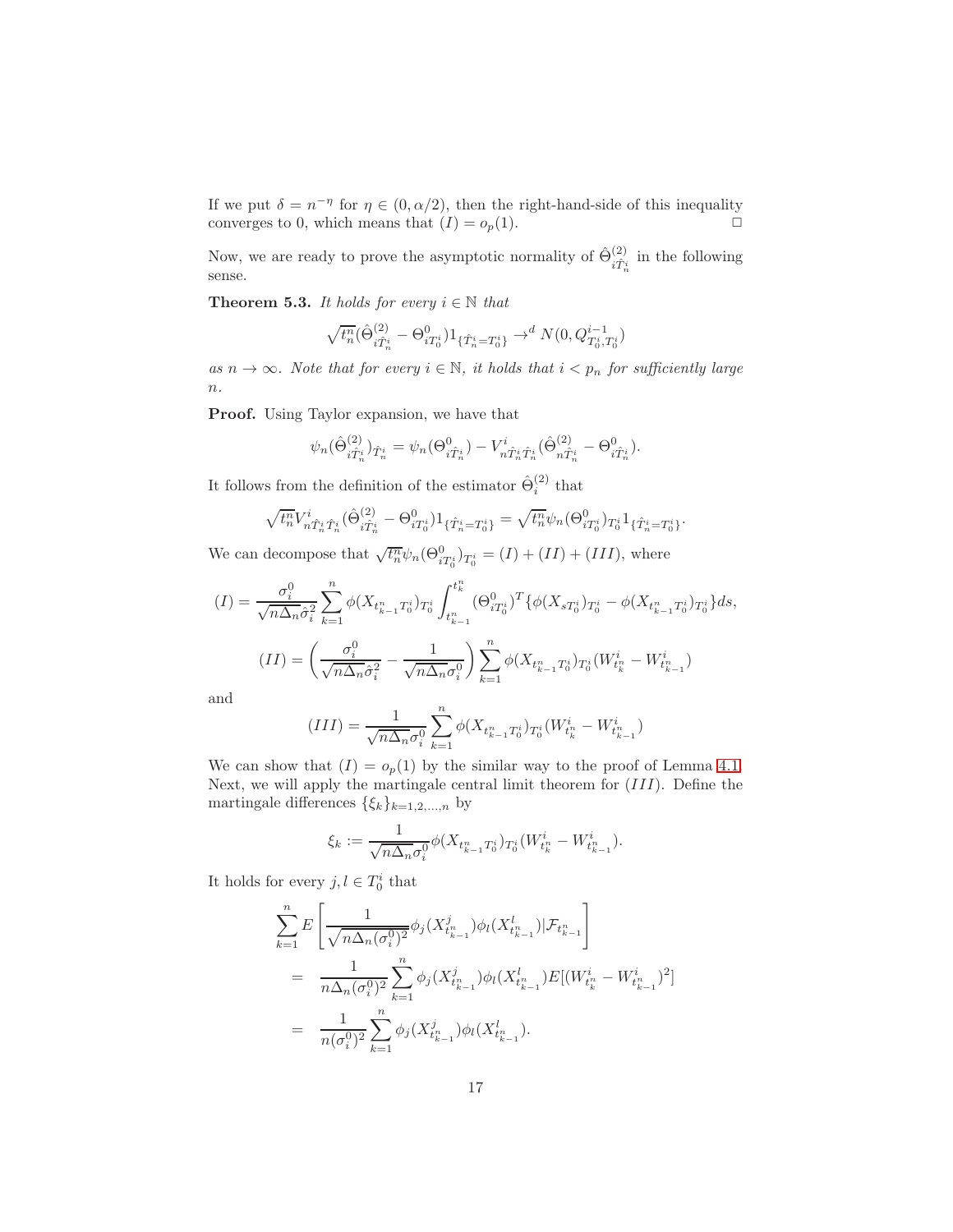If we put $\delta = n^{-\eta}$ for $\eta \in (0, \alpha/2)$, then the right-hand-side of this inequality converges to 0, which means that $(I) = o_p(1)$. □

Now, we are ready to prove the asymptotic normality of $\hat{\Theta}^{(2)}_{i\hat{T}^i_n}$ in the following sense.

**Theorem 5.3.** *It holds for every $i \in \mathbb{N}$ that*

$$\sqrt{t^n_n}(\hat{\Theta}^{(2)}_{i\hat{T}^i_n} - \Theta^0_{iT^i_0})1_{\{\hat{T}^i_n = T^i_0\}} \to^d N(0, Q^{i-1}_{T^i_0, T^i_0})$$

*as $n \to \infty$. Note that for every $i \in \mathbb{N}$, it holds that $i < p_n$ for sufficiently large $n$.*

**Proof.** Using Taylor expansion, we have that

$$\psi_n(\hat{\Theta}^{(2)}_{i\hat{T}^i_n})_{\hat{T}^i_n} = \psi_n(\Theta^0_{i\hat{T}^i_n}) - V^i_{n\hat{T}^i_n\hat{T}^i_n}(\hat{\Theta}^{(2)}_{n\hat{T}^i_n} - \Theta^0_{i\hat{T}^i_n}).$$

It follows from the definition of the estimator $\hat{\Theta}^{(2)}_i$ that

$$\sqrt{t^n_n}V^i_{n\hat{T}^i_n\hat{T}^i_n}(\hat{\Theta}^{(2)}_{i\hat{T}^i_n} - \Theta^0_{iT^i_0})1_{\{\hat{T}^i_n = T^i_0\}} = \sqrt{t^n_n}\psi_n(\Theta^0_{iT^i_0})_{T^i_0}1_{\{\hat{T}^i_n = T^i_0\}}.$$

We can decompose that $\sqrt{t^n_n}\psi_n(\Theta^0_{iT^i_0})_{T^i_0} = (I) + (II) + (III)$, where

$$(I) = \frac{\sigma^0_i}{\sqrt{n\Delta_n}\hat{\sigma}^2_i}\sum_{k=1}^n \phi(X_{t^n_{k-1}T^i_0})_{T^i_0}\int_{t^n_{k-1}}^{t^n_k}(\Theta^0_{iT^i_0})^T\{\phi(X_{sT^i_0})_{T^i_0} - \phi(X_{t^n_{k-1}T^i_0})_{T^i_0}\}ds,$$

$$(II) = \left(\frac{\sigma^0_i}{\sqrt{n\Delta_n}\hat{\sigma}^2_i} - \frac{1}{\sqrt{n\Delta_n}\sigma^0_i}\right)\sum_{k=1}^n \phi(X_{t^n_{k-1}T^i_0})_{T^i_0}(W^i_{t^n_k} - W^i_{t^n_{k-1}})$$

and

$$(III) = \frac{1}{\sqrt{n\Delta_n}\sigma^0_i}\sum_{k=1}^n \phi(X_{t^n_{k-1}T^i_0})_{T^i_0}(W^i_{t^n_k} - W^i_{t^n_{k-1}})$$

We can show that $(I) = o_p(1)$ by the similar way to the proof of Lemma 4.1. Next, we will apply the martingale central limit theorem for $(III)$. Define the martingale differences $\{\xi_k\}_{k=1,2,\ldots,n}$ by

$$\xi_k := \frac{1}{\sqrt{n\Delta_n}\sigma^0_i}\phi(X_{t^n_{k-1}T^i_0})_{T^i_0}(W^i_{t^n_k} - W^i_{t^n_{k-1}}).$$

It holds for every $j, l \in T^i_0$ that

$$\begin{aligned}
&\sum_{k=1}^n E\left[\frac{1}{\sqrt{n\Delta_n(\sigma^0_i)^2}}\phi_j(X^j_{t^n_{k-1}})\phi_l(X^l_{t^n_{k-1}})|\mathcal{F}_{t^n_{k-1}}\right] \\
&= \frac{1}{n\Delta_n(\sigma^0_i)^2}\sum_{k=1}^n \phi_j(X^j_{t^n_{k-1}})\phi_l(X^l_{t^n_{k-1}})E[(W^i_{t^n_k} - W^i_{t^n_{k-1}})^2] \\
&= \frac{1}{n(\sigma^0_i)^2}\sum_{k=1}^n \phi_j(X^j_{t^n_{k-1}})\phi_l(X^l_{t^n_{k-1}}).
\end{aligned}$$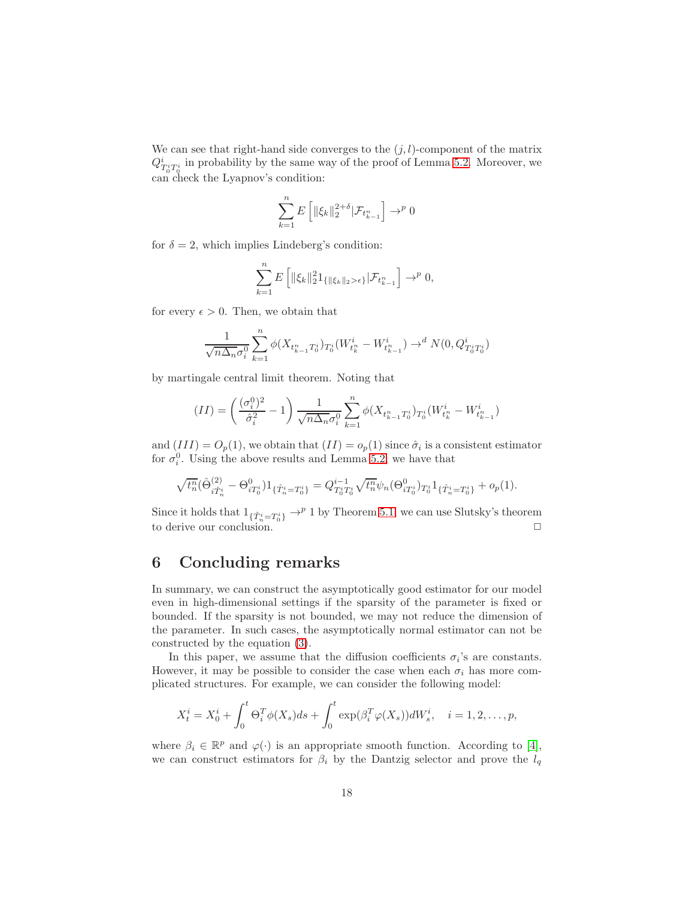We can see that right-hand side converges to the $(j,l)$-component of the matrix $Q^i_{T^i_0 T^i_0}$ in probability by the same way of the proof of Lemma 5.2. Moreover, we can check the Lyapnov's condition:

$$\sum_{k=1}^n E\left[\|\xi_k\|_2^{2+\delta}|\mathcal{F}_{t^n_{k-1}}\right] \to^p 0$$

for $\delta = 2$, which implies Lindeberg's condition:

$$\sum_{k=1}^n E\left[\|\xi_k\|_2^2 1_{\{\|\xi_k\|_2 > \epsilon\}}|\mathcal{F}_{t^n_{k-1}}\right] \to^p 0,$$

for every $\epsilon > 0$. Then, we obtain that

$$\frac{1}{\sqrt{n\Delta_n}\sigma^0_i}\sum_{k=1}^n \phi(X_{t^n_{k-1}T^i_0})_{T^i_0}(W^i_{t^n_k} - W^i_{t^n_{k-1}}) \to^d N(0, Q^i_{T^i_0 T^i_0})$$

by martingale central limit theorem. Noting that

$$(II) = \left(\frac{(\sigma^0_i)^2}{\hat{\sigma}^2_i} - 1\right)\frac{1}{\sqrt{n\Delta_n}\sigma^0_i}\sum_{k=1}^n \phi(X_{t^n_{k-1}T^i_0})_{T^i_0}(W^i_{t^n_k} - W^i_{t^n_{k-1}})$$

and $(III) = O_p(1)$, we obtain that $(II) = o_p(1)$ since $\hat{\sigma}_i$ is a consistent estimator for $\sigma^0_i$. Using the above results and Lemma 5.2, we have that

$$\sqrt{t^n_n}(\hat{\Theta}^{(2)}_{i\hat{T}^i_n} - \Theta^0_{iT^i_0})1_{\{\hat{T}^i_n = T^i_0\}} = Q^{i-1}_{T^i_0 T^i_0}\sqrt{t^n_n}\psi_n(\Theta^0_{iT^i_0})_{T^i_0}1_{\{\hat{T}^i_n = T^i_0\}} + o_p(1).$$

Since it holds that $1_{\{\hat{T}^i_n = T^i_0\}} \to^p 1$ by Theorem 5.1, we can use Slutsky's theorem to derive our conclusion. □

# 6 Concluding remarks

In summary, we can construct the asymptotically good estimator for our model even in high-dimensional settings if the sparsity of the parameter is fixed or bounded. If the sparsity is not bounded, we may not reduce the dimension of the parameter. In such cases, the asymptotically normal estimator can not be constructed by the equation (3).

In this paper, we assume that the diffusion coefficients $\sigma_i$'s are constants. However, it may be possible to consider the case when each $\sigma_i$ has more complicated structures. For example, we can consider the following model:

$$X^i_t = X^i_0 + \int_0^t \Theta_i^T \phi(X_s)ds + \int_0^t \exp(\beta_i^T \varphi(X_s))dW^i_s, \quad i = 1, 2, \ldots, p,$$

where $\beta_i \in \mathbb{R}^p$ and $\varphi(\cdot)$ is an appropriate smooth function. According to [4], we can construct estimators for $\beta_i$ by the Dantzig selector and prove the $l_q$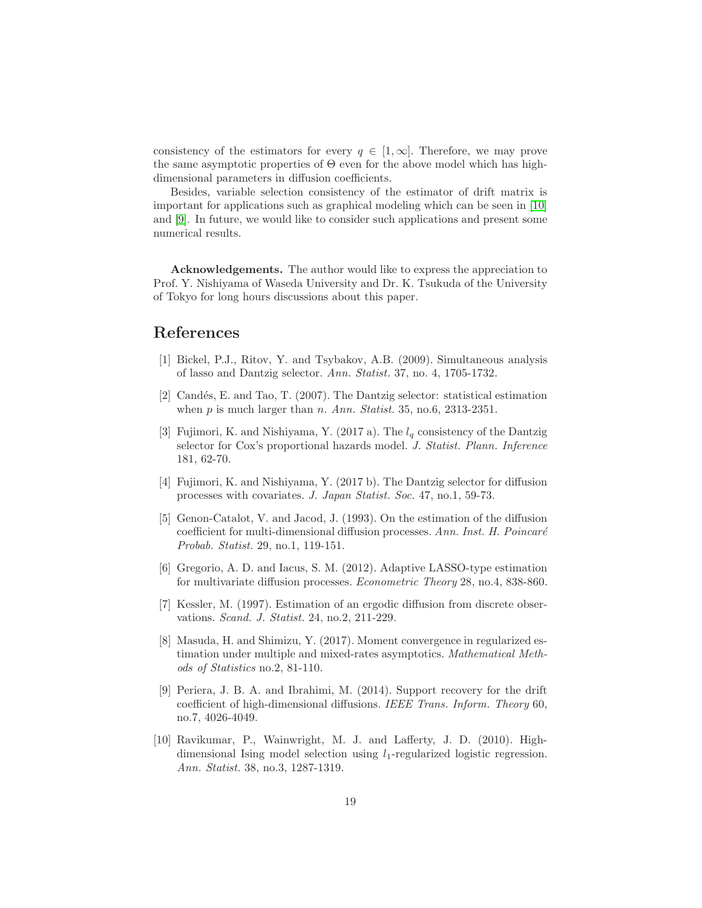consistency of the estimators for every $q \in [1, \infty]$. Therefore, we may prove the same asymptotic properties of $\Theta$ even for the above model which has high-dimensional parameters in diffusion coefficients.

Besides, variable selection consistency of the estimator of drift matrix is important for applications such as graphical modeling which can be seen in [10] and [9]. In future, we would like to consider such applications and present some numerical results.

**Acknowledgements.** The author would like to express the appreciation to Prof. Y. Nishiyama of Waseda University and Dr. K. Tsukuda of the University of Tokyo for long hours discussions about this paper.

## References

[1] Bickel, P.J., Ritov, Y. and Tsybakov, A.B. (2009). Simultaneous analysis of lasso and Dantzig selector. *Ann. Statist.* 37, no. 4, 1705-1732.

[2] Candés, E. and Tao, T. (2007). The Dantzig selector: statistical estimation when $p$ is much larger than $n$. *Ann. Statist.* 35, no.6, 2313-2351.

[3] Fujimori, K. and Nishiyama, Y. (2017 a). The $l_q$ consistency of the Dantzig selector for Cox's proportional hazards model. *J. Statist. Plann. Inference* 181, 62-70.

[4] Fujimori, K. and Nishiyama, Y. (2017 b). The Dantzig selector for diffusion processes with covariates. *J. Japan Statist. Soc.* 47, no.1, 59-73.

[5] Genon-Catalot, V. and Jacod, J. (1993). On the estimation of the diffusion coefficient for multi-dimensional diffusion processes. *Ann. Inst. H. Poincaré Probab. Statist.* 29, no.1, 119-151.

[6] Gregorio, A. D. and Iacus, S. M. (2012). Adaptive LASSO-type estimation for multivariate diffusion processes. *Econometric Theory* 28, no.4, 838-860.

[7] Kessler, M. (1997). Estimation of an ergodic diffusion from discrete observations. *Scand. J. Statist.* 24, no.2, 211-229.

[8] Masuda, H. and Shimizu, Y. (2017). Moment convergence in regularized estimation under multiple and mixed-rates asymptotics. *Mathematical Methods of Statistics* no.2, 81-110.

[9] Periera, J. B. A. and Ibrahimi, M. (2014). Support recovery for the drift coefficient of high-dimensional diffusions. *IEEE Trans. Inform. Theory* 60, no.7, 4026-4049.

[10] Ravikumar, P., Wainwright, M. J. and Lafferty, J. D. (2010). High-dimensional Ising model selection using $l_1$-regularized logistic regression. *Ann. Statist.* 38, no.3, 1287-1319.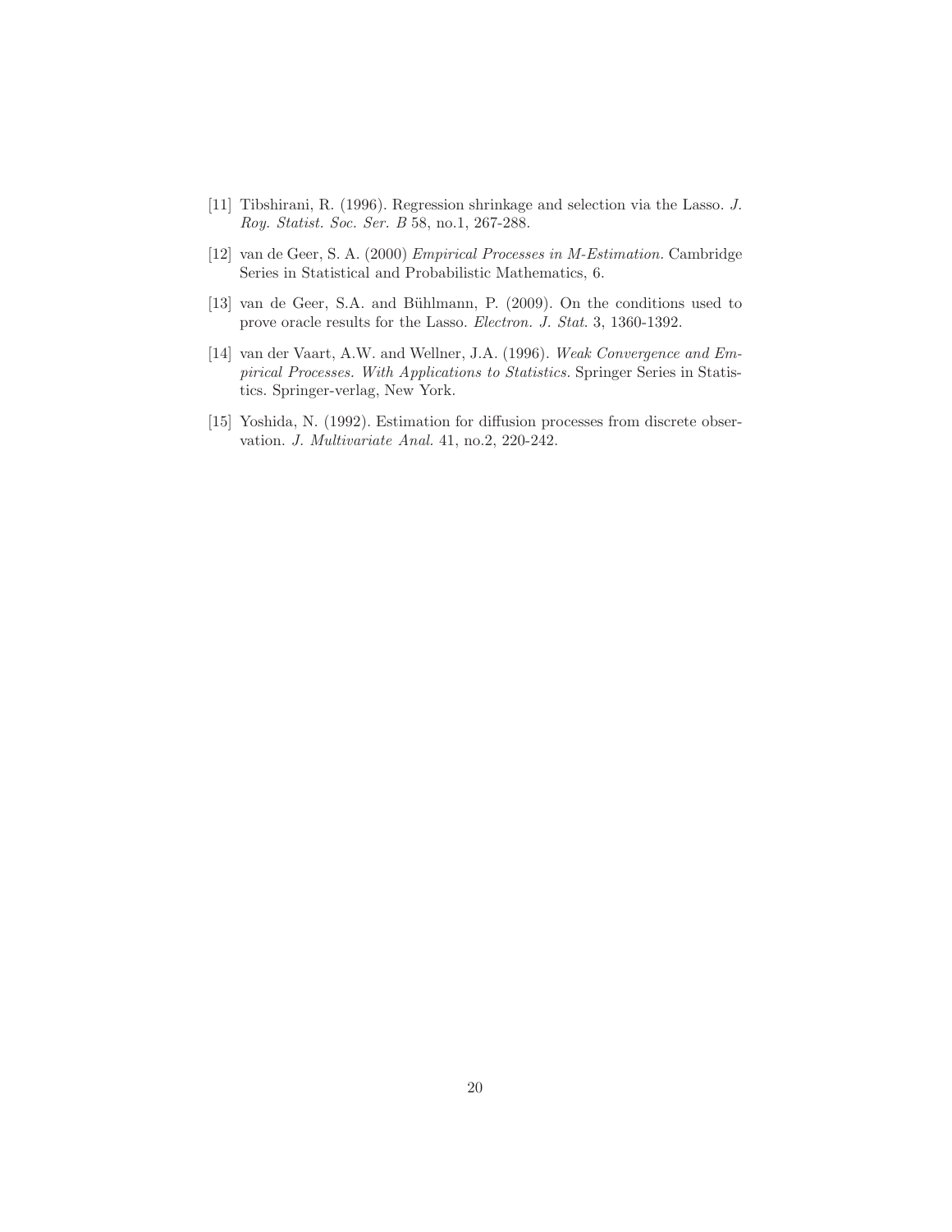[11] Tibshirani, R. (1996). Regression shrinkage and selection via the Lasso. *J. Roy. Statist. Soc. Ser. B* 58, no.1, 267-288.

[12] van de Geer, S. A. (2000) *Empirical Processes in M-Estimation.* Cambridge Series in Statistical and Probabilistic Mathematics, 6.

[13] van de Geer, S.A. and Bühlmann, P. (2009). On the conditions used to prove oracle results for the Lasso. *Electron. J. Stat.* 3, 1360-1392.

[14] van der Vaart, A.W. and Wellner, J.A. (1996). *Weak Convergence and Empirical Processes. With Applications to Statistics.* Springer Series in Statistics. Springer-verlag, New York.

[15] Yoshida, N. (1992). Estimation for diffusion processes from discrete observation. *J. Multivariate Anal.* 41, no.2, 220-242.